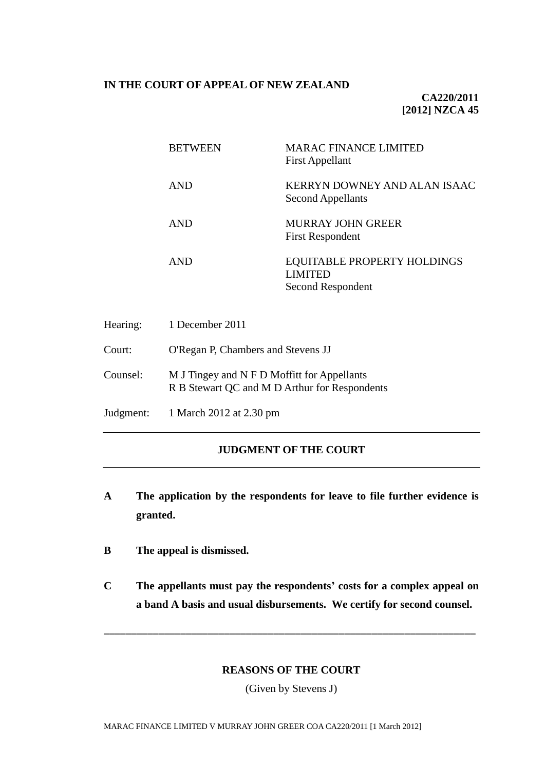**IN THE COURT OF APPEAL OF NEW ZEALAND**

**CA220/2011**
**[2012] NZCA 45**

| | | |
|---|---|---|
| BETWEEN | | MARAC FINANCE LIMITED<br>First Appellant |
| AND | | KERRYN DOWNEY AND ALAN ISAAC<br>Second Appellants |
| AND | | MURRAY JOHN GREER<br>First Respondent |
| AND | | EQUITABLE PROPERTY HOLDINGS LIMITED<br>Second Respondent |

Hearing: 1 December 2011

Court: O'Regan P, Chambers and Stevens JJ

Counsel: M J Tingey and N F D Moffitt for Appellants
R B Stewart QC and M D Arthur for Respondents

Judgment: 1 March 2012 at 2.30 pm

---

## JUDGMENT OF THE COURT

---

**A The application by the respondents for leave to file further evidence is granted.**

**B The appeal is dismissed.**

**C The appellants must pay the respondents' costs for a complex appeal on a band A basis and usual disbursements. We certify for second counsel.**

---

## REASONS OF THE COURT

(Given by Stevens J)

MARAC FINANCE LIMITED V MURRAY JOHN GREER COA CA220/2011 [1 March 2012]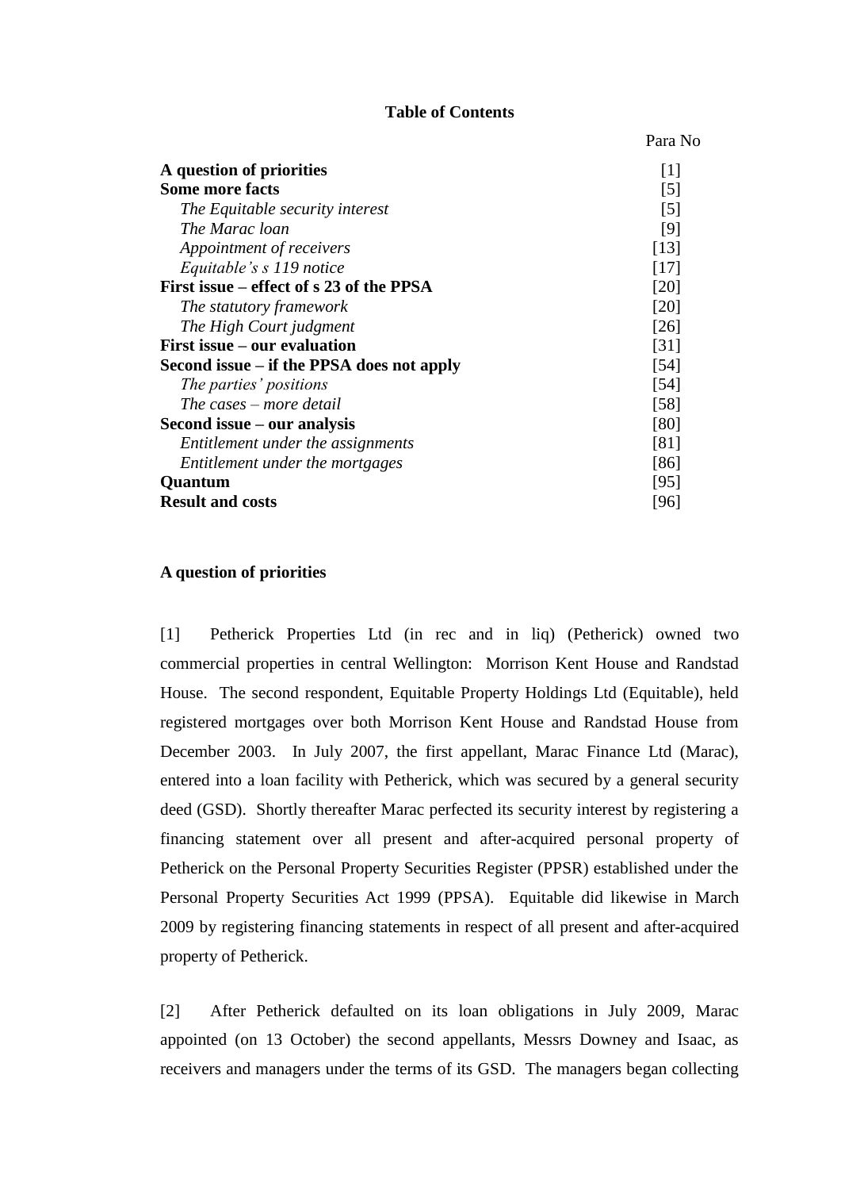**Table of Contents**

| | Para No |
|---|---|
| **A question of priorities** | [1] |
| **Some more facts** | [5] |
| *The Equitable security interest* | [5] |
| *The Marac loan* | [9] |
| *Appointment of receivers* | [13] |
| *Equitable's s 119 notice* | [17] |
| **First issue – effect of s 23 of the PPSA** | [20] |
| *The statutory framework* | [20] |
| *The High Court judgment* | [26] |
| **First issue – our evaluation** | [31] |
| **Second issue – if the PPSA does not apply** | [54] |
| *The parties' positions* | [54] |
| *The cases – more detail* | [58] |
| **Second issue – our analysis** | [80] |
| *Entitlement under the assignments* | [81] |
| *Entitlement under the mortgages* | [86] |
| **Quantum** | [95] |
| **Result and costs** | [96] |

## A question of priorities

[1] Petherick Properties Ltd (in rec and in liq) (Petherick) owned two commercial properties in central Wellington: Morrison Kent House and Randstad House. The second respondent, Equitable Property Holdings Ltd (Equitable), held registered mortgages over both Morrison Kent House and Randstad House from December 2003. In July 2007, the first appellant, Marac Finance Ltd (Marac), entered into a loan facility with Petherick, which was secured by a general security deed (GSD). Shortly thereafter Marac perfected its security interest by registering a financing statement over all present and after-acquired personal property of Petherick on the Personal Property Securities Register (PPSR) established under the Personal Property Securities Act 1999 (PPSA). Equitable did likewise in March 2009 by registering financing statements in respect of all present and after-acquired property of Petherick.

[2] After Petherick defaulted on its loan obligations in July 2009, Marac appointed (on 13 October) the second appellants, Messrs Downey and Isaac, as receivers and managers under the terms of its GSD. The managers began collecting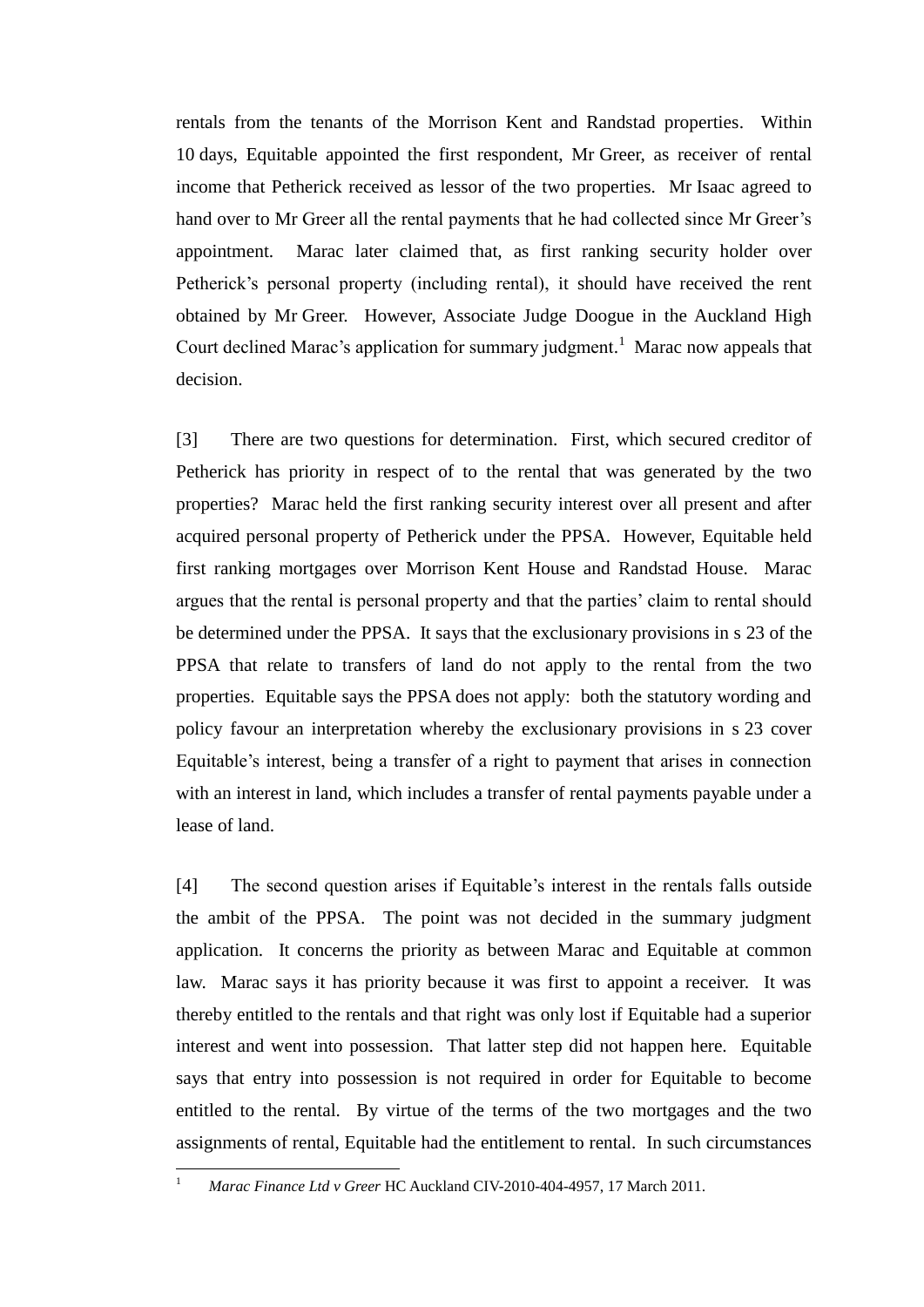rentals from the tenants of the Morrison Kent and Randstad properties. Within 10 days, Equitable appointed the first respondent, Mr Greer, as receiver of rental income that Petherick received as lessor of the two properties. Mr Isaac agreed to hand over to Mr Greer all the rental payments that he had collected since Mr Greer's appointment. Marac later claimed that, as first ranking security holder over Petherick's personal property (including rental), it should have received the rent obtained by Mr Greer. However, Associate Judge Doogue in the Auckland High Court declined Marac's application for summary judgment.[1] Marac now appeals that decision.

[3] There are two questions for determination. First, which secured creditor of Petherick has priority in respect of to the rental that was generated by the two properties? Marac held the first ranking security interest over all present and after acquired personal property of Petherick under the PPSA. However, Equitable held first ranking mortgages over Morrison Kent House and Randstad House. Marac argues that the rental is personal property and that the parties' claim to rental should be determined under the PPSA. It says that the exclusionary provisions in s 23 of the PPSA that relate to transfers of land do not apply to the rental from the two properties. Equitable says the PPSA does not apply: both the statutory wording and policy favour an interpretation whereby the exclusionary provisions in s 23 cover Equitable's interest, being a transfer of a right to payment that arises in connection with an interest in land, which includes a transfer of rental payments payable under a lease of land.

[4] The second question arises if Equitable's interest in the rentals falls outside the ambit of the PPSA. The point was not decided in the summary judgment application. It concerns the priority as between Marac and Equitable at common law. Marac says it has priority because it was first to appoint a receiver. It was thereby entitled to the rentals and that right was only lost if Equitable had a superior interest and went into possession. That latter step did not happen here. Equitable says that entry into possession is not required in order for Equitable to become entitled to the rental. By virtue of the terms of the two mortgages and the two assignments of rental, Equitable had the entitlement to rental. In such circumstances

[1] *Marac Finance Ltd v Greer* HC Auckland CIV-2010-404-4957, 17 March 2011.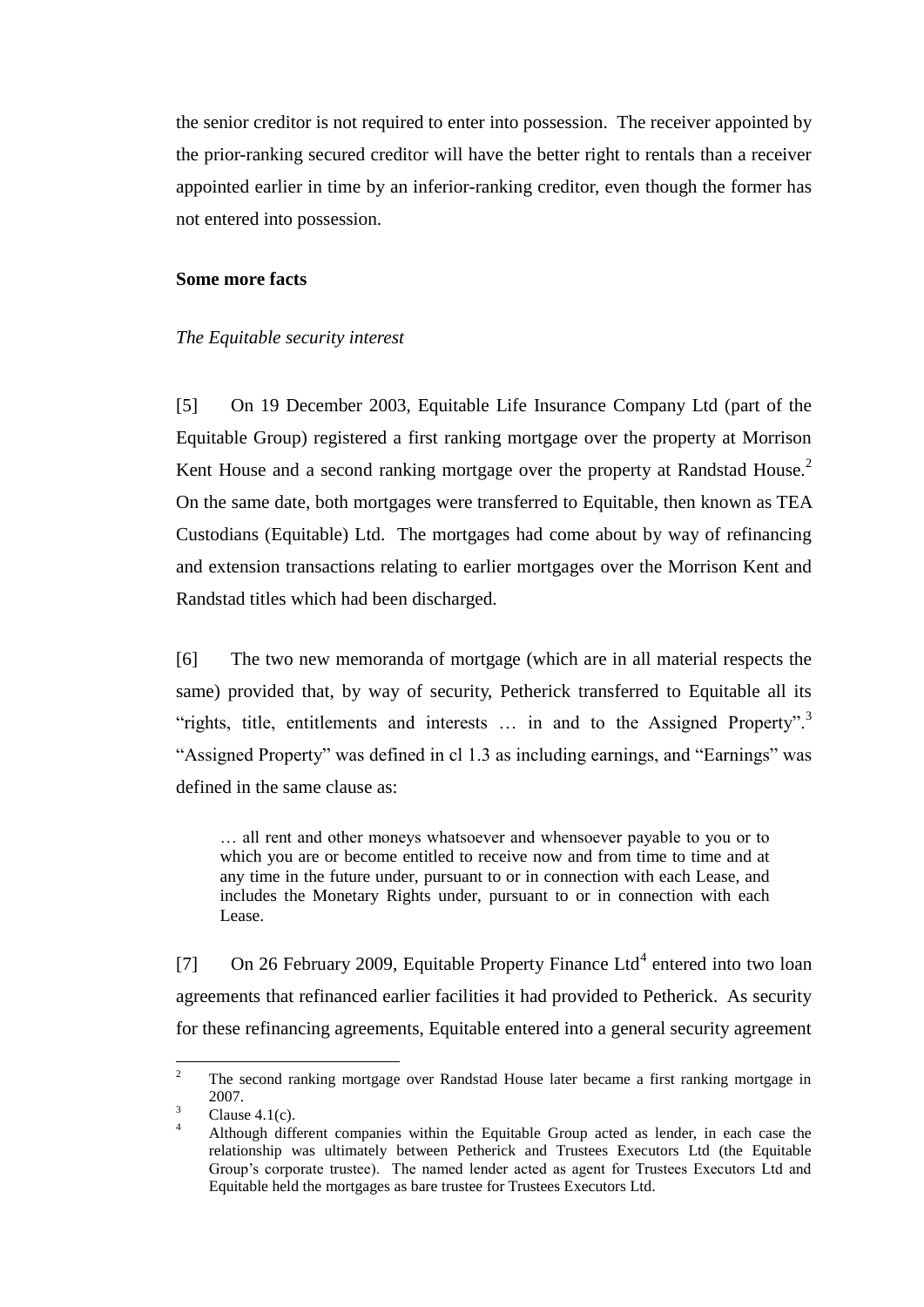the senior creditor is not required to enter into possession. The receiver appointed by the prior-ranking secured creditor will have the better right to rentals than a receiver appointed earlier in time by an inferior-ranking creditor, even though the former has not entered into possession.

**Some more facts**

*The Equitable security interest*

[5] On 19 December 2003, Equitable Life Insurance Company Ltd (part of the Equitable Group) registered a first ranking mortgage over the property at Morrison Kent House and a second ranking mortgage over the property at Randstad House.[2] On the same date, both mortgages were transferred to Equitable, then known as TEA Custodians (Equitable) Ltd. The mortgages had come about by way of refinancing and extension transactions relating to earlier mortgages over the Morrison Kent and Randstad titles which had been discharged.

[6] The two new memoranda of mortgage (which are in all material respects the same) provided that, by way of security, Petherick transferred to Equitable all its "rights, title, entitlements and interests … in and to the Assigned Property".[3] "Assigned Property" was defined in cl 1.3 as including earnings, and "Earnings" was defined in the same clause as:

> … all rent and other moneys whatsoever and whensoever payable to you or to which you are or become entitled to receive now and from time to time and at any time in the future under, pursuant to or in connection with each Lease, and includes the Monetary Rights under, pursuant to or in connection with each Lease.

[7] On 26 February 2009, Equitable Property Finance Ltd[4] entered into two loan agreements that refinanced earlier facilities it had provided to Petherick. As security for these refinancing agreements, Equitable entered into a general security agreement

---

[2] The second ranking mortgage over Randstad House later became a first ranking mortgage in 2007.

[3] Clause 4.1(c).

[4] Although different companies within the Equitable Group acted as lender, in each case the relationship was ultimately between Petherick and Trustees Executors Ltd (the Equitable Group's corporate trustee). The named lender acted as agent for Trustees Executors Ltd and Equitable held the mortgages as bare trustee for Trustees Executors Ltd.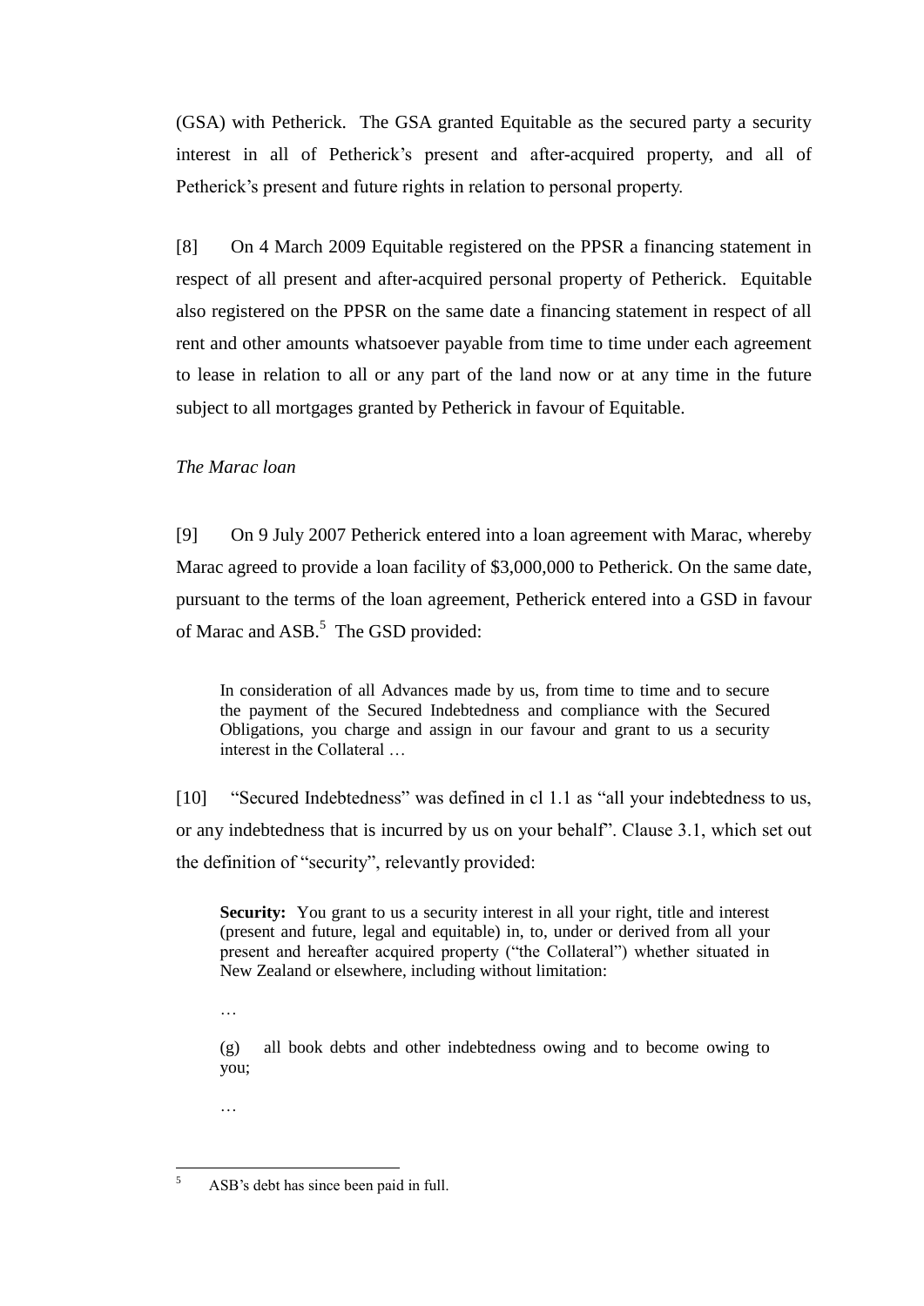(GSA) with Petherick. The GSA granted Equitable as the secured party a security interest in all of Petherick's present and after-acquired property, and all of Petherick's present and future rights in relation to personal property.

[8] On 4 March 2009 Equitable registered on the PPSR a financing statement in respect of all present and after-acquired personal property of Petherick. Equitable also registered on the PPSR on the same date a financing statement in respect of all rent and other amounts whatsoever payable from time to time under each agreement to lease in relation to all or any part of the land now or at any time in the future subject to all mortgages granted by Petherick in favour of Equitable.

*The Marac loan*

[9] On 9 July 2007 Petherick entered into a loan agreement with Marac, whereby Marac agreed to provide a loan facility of $3,000,000 to Petherick. On the same date, pursuant to the terms of the loan agreement, Petherick entered into a GSD in favour of Marac and ASB.[5] The GSD provided:

> In consideration of all Advances made by us, from time to time and to secure the payment of the Secured Indebtedness and compliance with the Secured Obligations, you charge and assign in our favour and grant to us a security interest in the Collateral …

[10] "Secured Indebtedness" was defined in cl 1.1 as "all your indebtedness to us, or any indebtedness that is incurred by us on your behalf". Clause 3.1, which set out the definition of "security", relevantly provided:

> **Security:** You grant to us a security interest in all your right, title and interest (present and future, legal and equitable) in, to, under or derived from all your present and hereafter acquired property ("the Collateral") whether situated in New Zealand or elsewhere, including without limitation:
>
> …
>
> (g) all book debts and other indebtedness owing and to become owing to you;
>
> …

[5] ASB's debt has since been paid in full.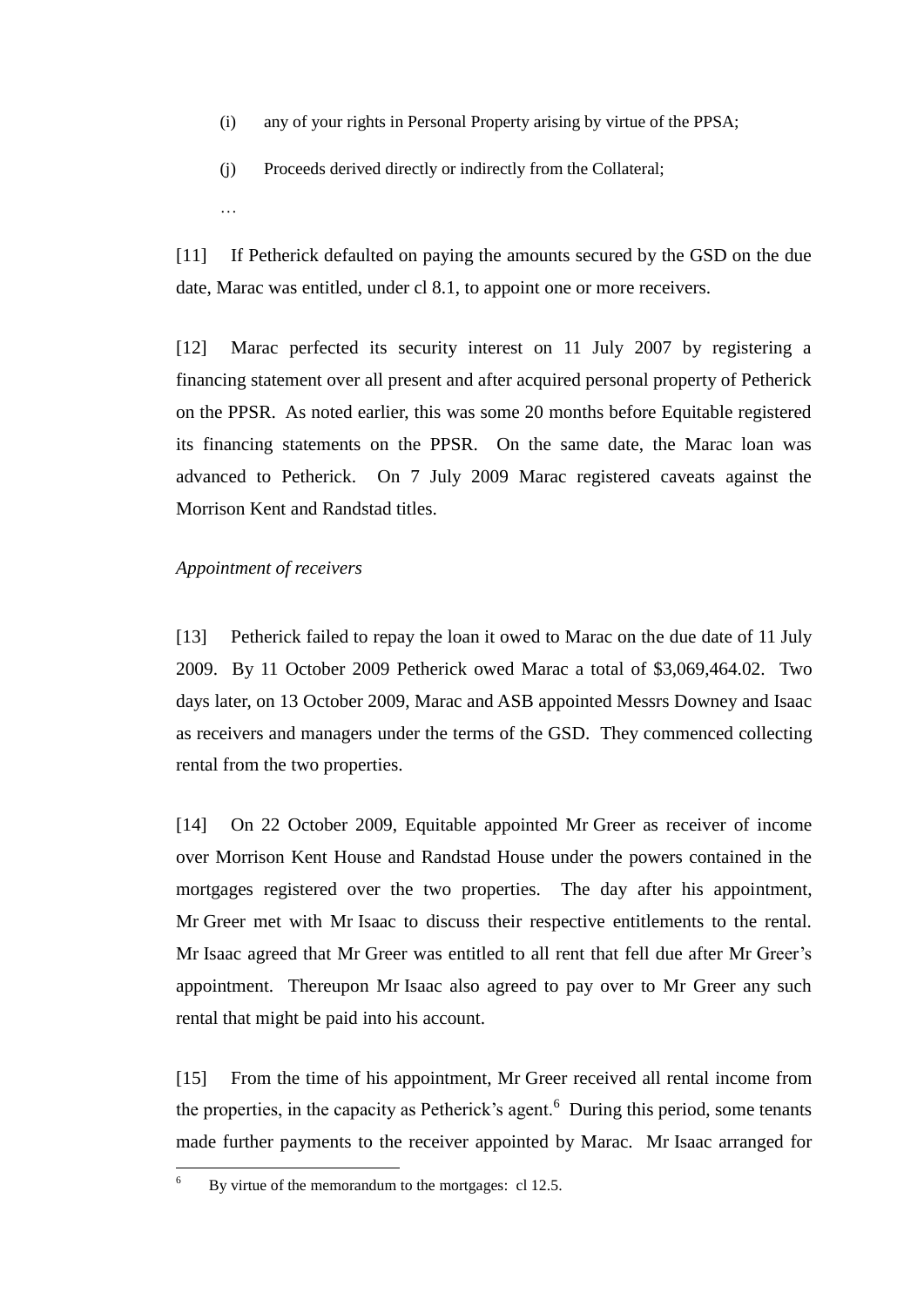(i) any of your rights in Personal Property arising by virtue of the PPSA;

(j) Proceeds derived directly or indirectly from the Collateral;

…

[11] If Petherick defaulted on paying the amounts secured by the GSD on the due date, Marac was entitled, under cl 8.1, to appoint one or more receivers.

[12] Marac perfected its security interest on 11 July 2007 by registering a financing statement over all present and after acquired personal property of Petherick on the PPSR. As noted earlier, this was some 20 months before Equitable registered its financing statements on the PPSR. On the same date, the Marac loan was advanced to Petherick. On 7 July 2009 Marac registered caveats against the Morrison Kent and Randstad titles.

*Appointment of receivers*

[13] Petherick failed to repay the loan it owed to Marac on the due date of 11 July 2009. By 11 October 2009 Petherick owed Marac a total of $3,069,464.02. Two days later, on 13 October 2009, Marac and ASB appointed Messrs Downey and Isaac as receivers and managers under the terms of the GSD. They commenced collecting rental from the two properties.

[14] On 22 October 2009, Equitable appointed Mr Greer as receiver of income over Morrison Kent House and Randstad House under the powers contained in the mortgages registered over the two properties. The day after his appointment, Mr Greer met with Mr Isaac to discuss their respective entitlements to the rental. Mr Isaac agreed that Mr Greer was entitled to all rent that fell due after Mr Greer's appointment. Thereupon Mr Isaac also agreed to pay over to Mr Greer any such rental that might be paid into his account.

[15] From the time of his appointment, Mr Greer received all rental income from the properties, in the capacity as Petherick's agent.[6] During this period, some tenants made further payments to the receiver appointed by Marac. Mr Isaac arranged for

[6] By virtue of the memorandum to the mortgages: cl 12.5.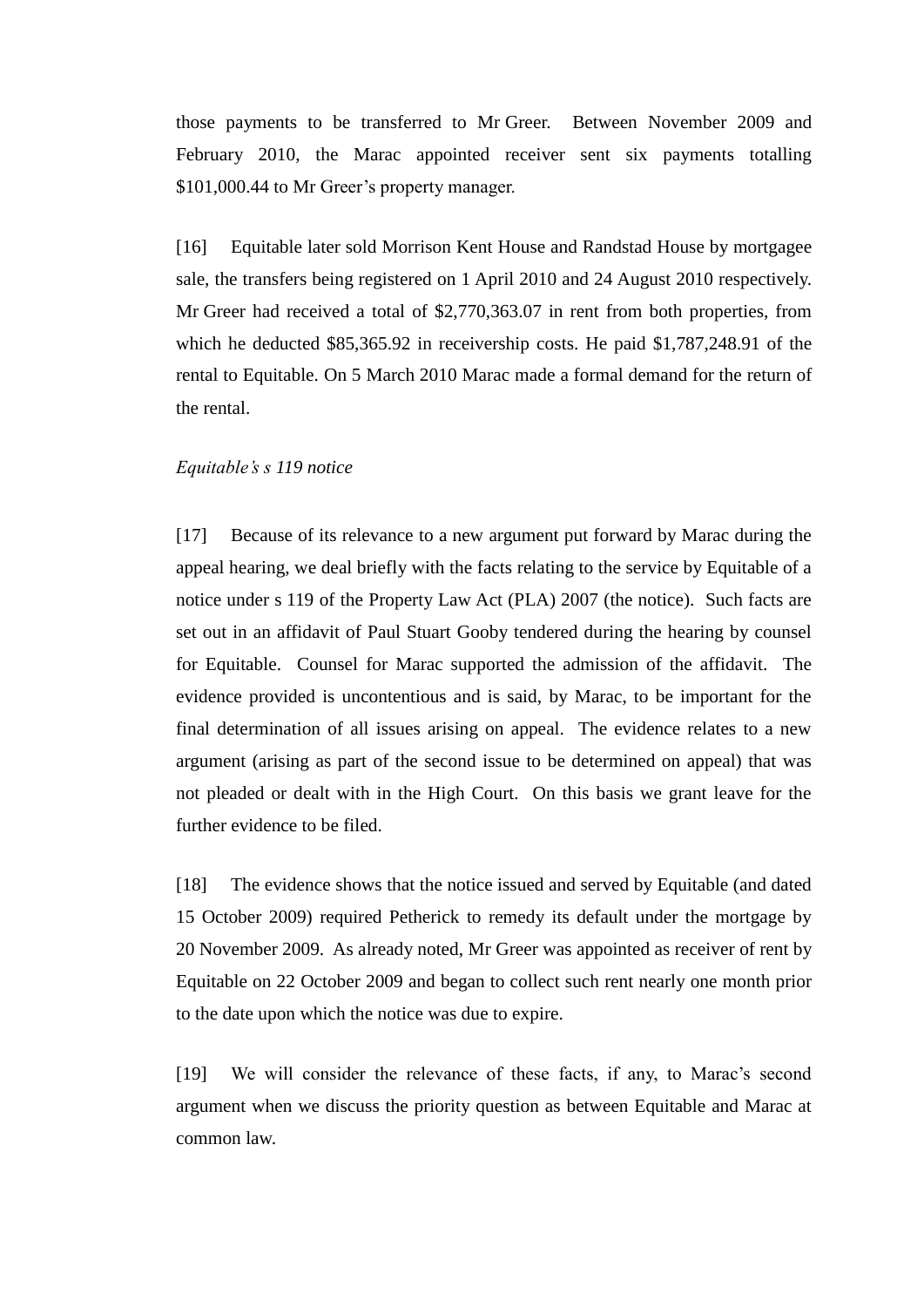those payments to be transferred to Mr Greer. Between November 2009 and February 2010, the Marac appointed receiver sent six payments totalling $101,000.44 to Mr Greer's property manager.

[16] Equitable later sold Morrison Kent House and Randstad House by mortgagee sale, the transfers being registered on 1 April 2010 and 24 August 2010 respectively. Mr Greer had received a total of $2,770,363.07 in rent from both properties, from which he deducted $85,365.92 in receivership costs. He paid $1,787,248.91 of the rental to Equitable. On 5 March 2010 Marac made a formal demand for the return of the rental.

*Equitable's s 119 notice*

[17] Because of its relevance to a new argument put forward by Marac during the appeal hearing, we deal briefly with the facts relating to the service by Equitable of a notice under s 119 of the Property Law Act (PLA) 2007 (the notice). Such facts are set out in an affidavit of Paul Stuart Gooby tendered during the hearing by counsel for Equitable. Counsel for Marac supported the admission of the affidavit. The evidence provided is uncontentious and is said, by Marac, to be important for the final determination of all issues arising on appeal. The evidence relates to a new argument (arising as part of the second issue to be determined on appeal) that was not pleaded or dealt with in the High Court. On this basis we grant leave for the further evidence to be filed.

[18] The evidence shows that the notice issued and served by Equitable (and dated 15 October 2009) required Petherick to remedy its default under the mortgage by 20 November 2009. As already noted, Mr Greer was appointed as receiver of rent by Equitable on 22 October 2009 and began to collect such rent nearly one month prior to the date upon which the notice was due to expire.

[19] We will consider the relevance of these facts, if any, to Marac's second argument when we discuss the priority question as between Equitable and Marac at common law.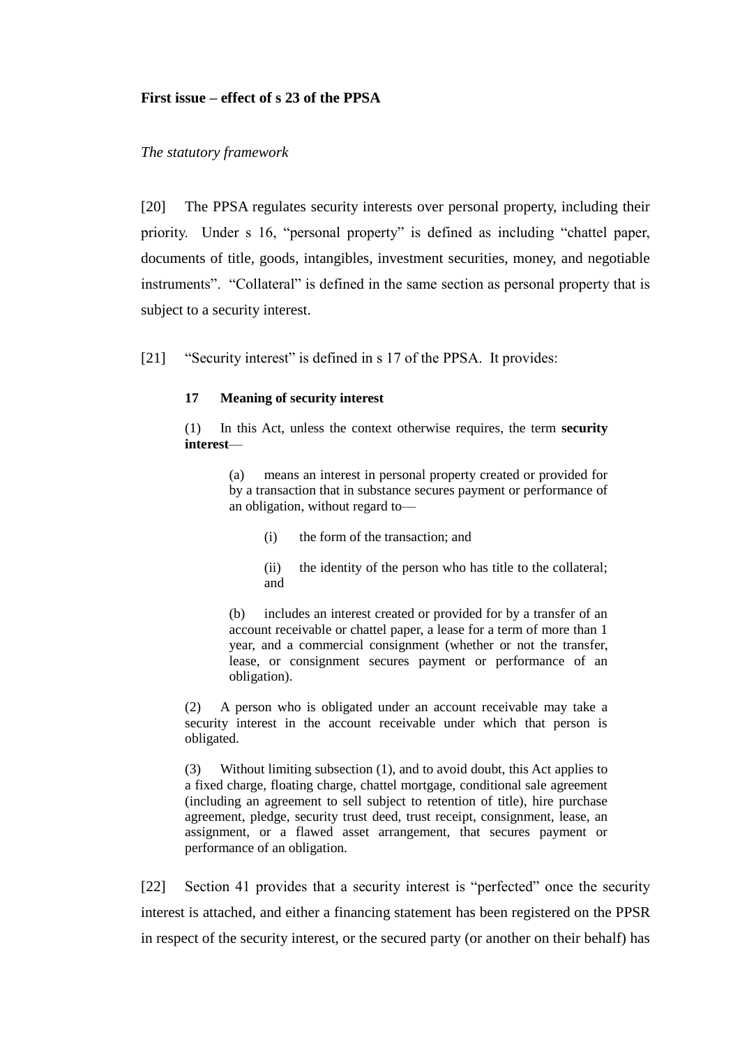**First issue – effect of s 23 of the PPSA**

*The statutory framework*

[20] The PPSA regulates security interests over personal property, including their priority. Under s 16, "personal property" is defined as including "chattel paper, documents of title, goods, intangibles, investment securities, money, and negotiable instruments". "Collateral" is defined in the same section as personal property that is subject to a security interest.

[21] "Security interest" is defined in s 17 of the PPSA. It provides:

> **17 Meaning of security interest**
>
> (1) In this Act, unless the context otherwise requires, the term **security interest**—
>
> > (a) means an interest in personal property created or provided for by a transaction that in substance secures payment or performance of an obligation, without regard to—
> >
> > > (i) the form of the transaction; and
> > >
> > > (ii) the identity of the person who has title to the collateral; and
> >
> > (b) includes an interest created or provided for by a transfer of an account receivable or chattel paper, a lease for a term of more than 1 year, and a commercial consignment (whether or not the transfer, lease, or consignment secures payment or performance of an obligation).
>
> (2) A person who is obligated under an account receivable may take a security interest in the account receivable under which that person is obligated.
>
> (3) Without limiting subsection (1), and to avoid doubt, this Act applies to a fixed charge, floating charge, chattel mortgage, conditional sale agreement (including an agreement to sell subject to retention of title), hire purchase agreement, pledge, security trust deed, trust receipt, consignment, lease, an assignment, or a flawed asset arrangement, that secures payment or performance of an obligation.

[22] Section 41 provides that a security interest is "perfected" once the security interest is attached, and either a financing statement has been registered on the PPSR in respect of the security interest, or the secured party (or another on their behalf) has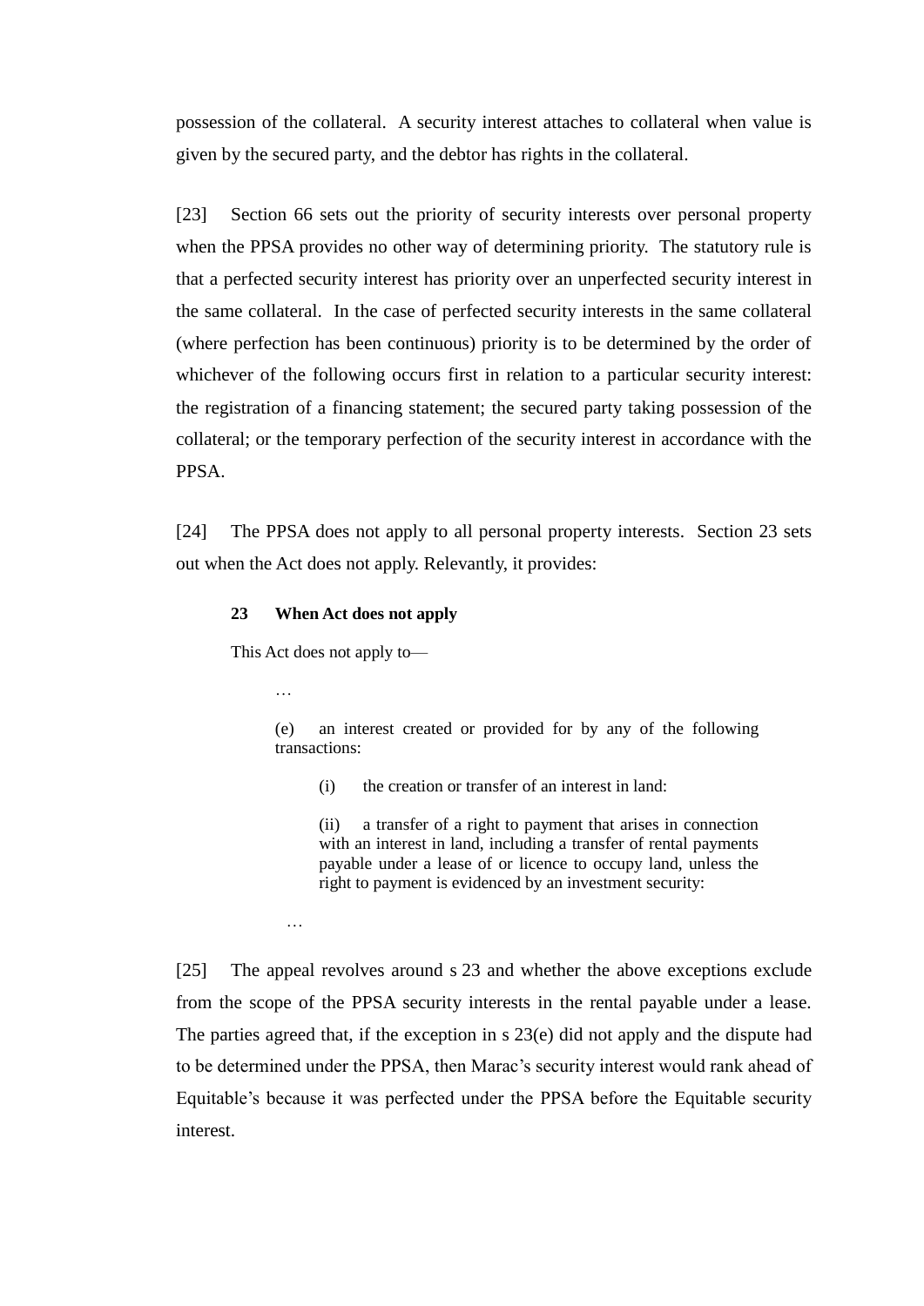possession of the collateral. A security interest attaches to collateral when value is given by the secured party, and the debtor has rights in the collateral.

[23] Section 66 sets out the priority of security interests over personal property when the PPSA provides no other way of determining priority. The statutory rule is that a perfected security interest has priority over an unperfected security interest in the same collateral. In the case of perfected security interests in the same collateral (where perfection has been continuous) priority is to be determined by the order of whichever of the following occurs first in relation to a particular security interest: the registration of a financing statement; the secured party taking possession of the collateral; or the temporary perfection of the security interest in accordance with the PPSA.

[24] The PPSA does not apply to all personal property interests. Section 23 sets out when the Act does not apply. Relevantly, it provides:

> **23 When Act does not apply**
>
> This Act does not apply to—
>
> …
>
> (e) an interest created or provided for by any of the following transactions:
>
> (i) the creation or transfer of an interest in land:
>
> (ii) a transfer of a right to payment that arises in connection with an interest in land, including a transfer of rental payments payable under a lease of or licence to occupy land, unless the right to payment is evidenced by an investment security:
>
> …

[25] The appeal revolves around s 23 and whether the above exceptions exclude from the scope of the PPSA security interests in the rental payable under a lease. The parties agreed that, if the exception in s 23(e) did not apply and the dispute had to be determined under the PPSA, then Marac's security interest would rank ahead of Equitable's because it was perfected under the PPSA before the Equitable security interest.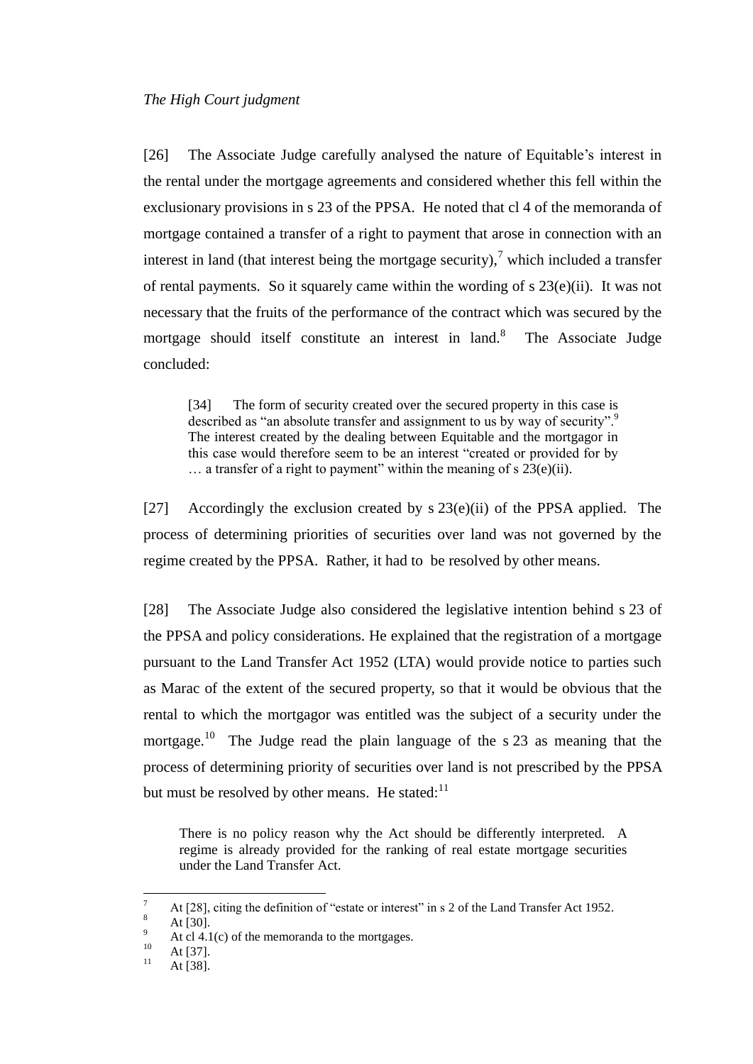*The High Court judgment*

[26] The Associate Judge carefully analysed the nature of Equitable's interest in the rental under the mortgage agreements and considered whether this fell within the exclusionary provisions in s 23 of the PPSA. He noted that cl 4 of the memoranda of mortgage contained a transfer of a right to payment that arose in connection with an interest in land (that interest being the mortgage security),[7] which included a transfer of rental payments. So it squarely came within the wording of s 23(e)(ii). It was not necessary that the fruits of the performance of the contract which was secured by the mortgage should itself constitute an interest in land.[8] The Associate Judge concluded:

> [34] The form of security created over the secured property in this case is described as "an absolute transfer and assignment to us by way of security".[9] The interest created by the dealing between Equitable and the mortgagor in this case would therefore seem to be an interest "created or provided for by … a transfer of a right to payment" within the meaning of s 23(e)(ii).

[27] Accordingly the exclusion created by s 23(e)(ii) of the PPSA applied. The process of determining priorities of securities over land was not governed by the regime created by the PPSA. Rather, it had to be resolved by other means.

[28] The Associate Judge also considered the legislative intention behind s 23 of the PPSA and policy considerations. He explained that the registration of a mortgage pursuant to the Land Transfer Act 1952 (LTA) would provide notice to parties such as Marac of the extent of the secured property, so that it would be obvious that the rental to which the mortgagor was entitled was the subject of a security under the mortgage.[10] The Judge read the plain language of the s 23 as meaning that the process of determining priority of securities over land is not prescribed by the PPSA but must be resolved by other means. He stated:[11]

> There is no policy reason why the Act should be differently interpreted. A regime is already provided for the ranking of real estate mortgage securities under the Land Transfer Act.

---

[7] At [28], citing the definition of "estate or interest" in s 2 of the Land Transfer Act 1952.

[8] At [30].

[9] At cl 4.1(c) of the memoranda to the mortgages.

[10] At [37].

[11] At [38].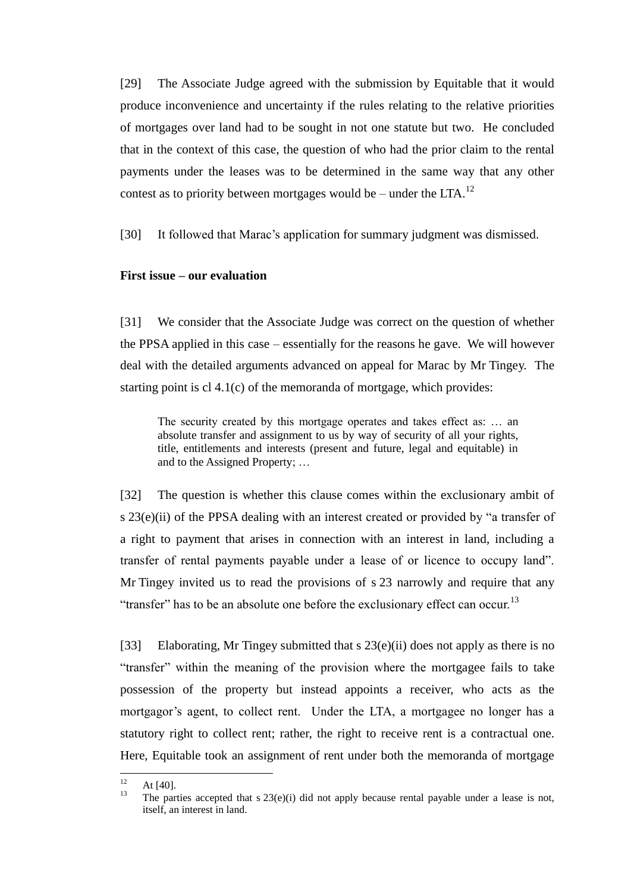[29] The Associate Judge agreed with the submission by Equitable that it would produce inconvenience and uncertainty if the rules relating to the relative priorities of mortgages over land had to be sought in not one statute but two. He concluded that in the context of this case, the question of who had the prior claim to the rental payments under the leases was to be determined in the same way that any other contest as to priority between mortgages would be – under the LTA.[12]

[30] It followed that Marac's application for summary judgment was dismissed.

**First issue – our evaluation**

[31] We consider that the Associate Judge was correct on the question of whether the PPSA applied in this case – essentially for the reasons he gave. We will however deal with the detailed arguments advanced on appeal for Marac by Mr Tingey. The starting point is cl 4.1(c) of the memoranda of mortgage, which provides:

> The security created by this mortgage operates and takes effect as: … an absolute transfer and assignment to us by way of security of all your rights, title, entitlements and interests (present and future, legal and equitable) in and to the Assigned Property; …

[32] The question is whether this clause comes within the exclusionary ambit of s 23(e)(ii) of the PPSA dealing with an interest created or provided by "a transfer of a right to payment that arises in connection with an interest in land, including a transfer of rental payments payable under a lease of or licence to occupy land". Mr Tingey invited us to read the provisions of s 23 narrowly and require that any "transfer" has to be an absolute one before the exclusionary effect can occur.[13]

[33] Elaborating, Mr Tingey submitted that s 23(e)(ii) does not apply as there is no "transfer" within the meaning of the provision where the mortgagee fails to take possession of the property but instead appoints a receiver, who acts as the mortgagor's agent, to collect rent. Under the LTA, a mortgagee no longer has a statutory right to collect rent; rather, the right to receive rent is a contractual one. Here, Equitable took an assignment of rent under both the memoranda of mortgage

[12] At [40].

[13] The parties accepted that s 23(e)(i) did not apply because rental payable under a lease is not, itself, an interest in land.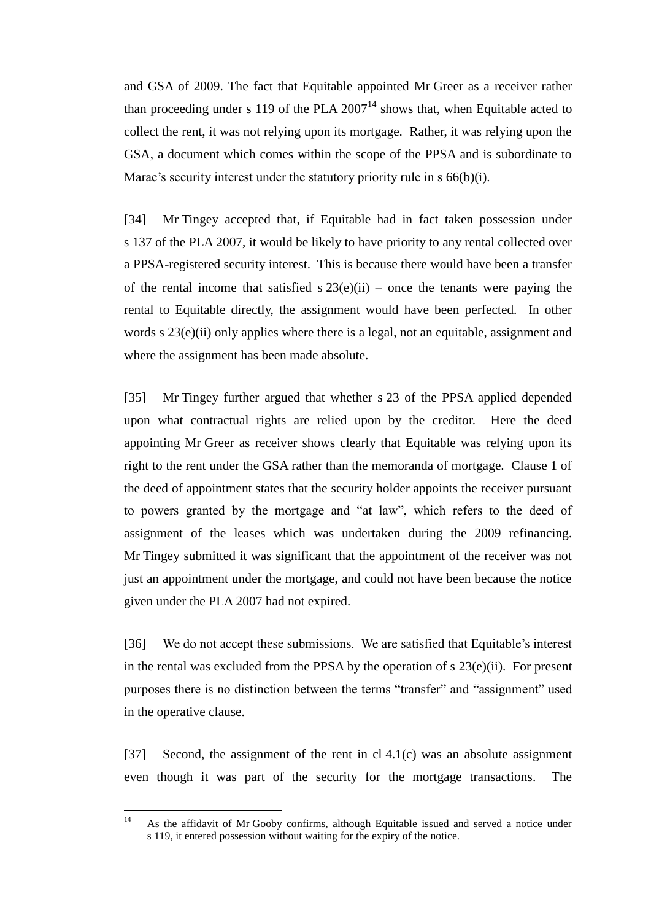and GSA of 2009. The fact that Equitable appointed Mr Greer as a receiver rather than proceeding under s 119 of the PLA 2007[14] shows that, when Equitable acted to collect the rent, it was not relying upon its mortgage. Rather, it was relying upon the GSA, a document which comes within the scope of the PPSA and is subordinate to Marac's security interest under the statutory priority rule in s 66(b)(i).

[34] Mr Tingey accepted that, if Equitable had in fact taken possession under s 137 of the PLA 2007, it would be likely to have priority to any rental collected over a PPSA-registered security interest. This is because there would have been a transfer of the rental income that satisfied s 23(e)(ii) – once the tenants were paying the rental to Equitable directly, the assignment would have been perfected. In other words s 23(e)(ii) only applies where there is a legal, not an equitable, assignment and where the assignment has been made absolute.

[35] Mr Tingey further argued that whether s 23 of the PPSA applied depended upon what contractual rights are relied upon by the creditor. Here the deed appointing Mr Greer as receiver shows clearly that Equitable was relying upon its right to the rent under the GSA rather than the memoranda of mortgage. Clause 1 of the deed of appointment states that the security holder appoints the receiver pursuant to powers granted by the mortgage and "at law", which refers to the deed of assignment of the leases which was undertaken during the 2009 refinancing. Mr Tingey submitted it was significant that the appointment of the receiver was not just an appointment under the mortgage, and could not have been because the notice given under the PLA 2007 had not expired.

[36] We do not accept these submissions. We are satisfied that Equitable's interest in the rental was excluded from the PPSA by the operation of s 23(e)(ii). For present purposes there is no distinction between the terms "transfer" and "assignment" used in the operative clause.

[37] Second, the assignment of the rent in cl 4.1(c) was an absolute assignment even though it was part of the security for the mortgage transactions. The

---

[14] As the affidavit of Mr Gooby confirms, although Equitable issued and served a notice under s 119, it entered possession without waiting for the expiry of the notice.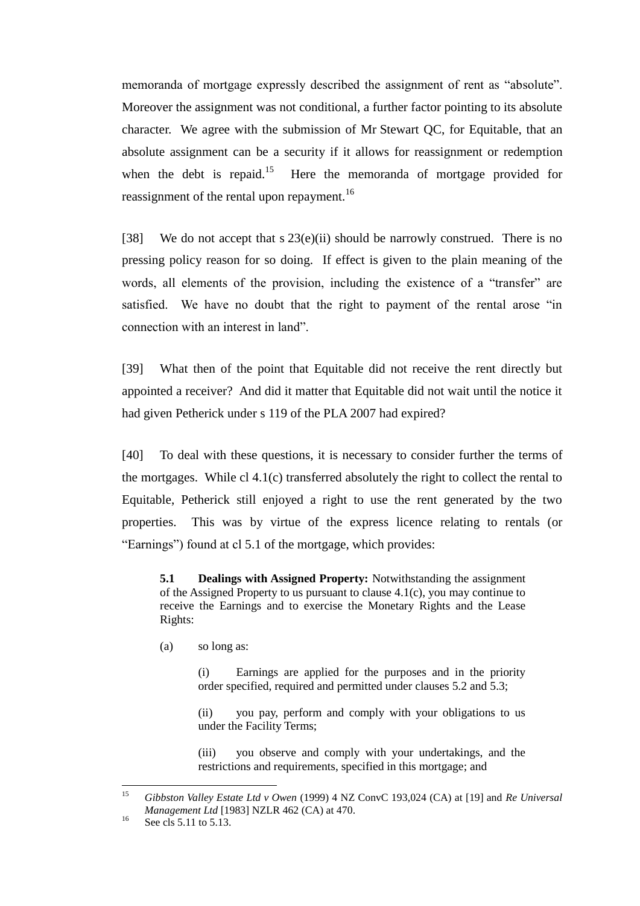memoranda of mortgage expressly described the assignment of rent as "absolute". Moreover the assignment was not conditional, a further factor pointing to its absolute character. We agree with the submission of Mr Stewart QC, for Equitable, that an absolute assignment can be a security if it allows for reassignment or redemption when the debt is repaid.[15] Here the memoranda of mortgage provided for reassignment of the rental upon repayment.[16]

[38] We do not accept that s 23(e)(ii) should be narrowly construed. There is no pressing policy reason for so doing. If effect is given to the plain meaning of the words, all elements of the provision, including the existence of a "transfer" are satisfied. We have no doubt that the right to payment of the rental arose "in connection with an interest in land".

[39] What then of the point that Equitable did not receive the rent directly but appointed a receiver? And did it matter that Equitable did not wait until the notice it had given Petherick under s 119 of the PLA 2007 had expired?

[40] To deal with these questions, it is necessary to consider further the terms of the mortgages. While cl 4.1(c) transferred absolutely the right to collect the rental to Equitable, Petherick still enjoyed a right to use the rent generated by the two properties. This was by virtue of the express licence relating to rentals (or "Earnings") found at cl 5.1 of the mortgage, which provides:

> **5.1 Dealings with Assigned Property:** Notwithstanding the assignment of the Assigned Property to us pursuant to clause 4.1(c), you may continue to receive the Earnings and to exercise the Monetary Rights and the Lease Rights:
>
> (a) so long as:
>
> (i) Earnings are applied for the purposes and in the priority order specified, required and permitted under clauses 5.2 and 5.3;
>
> (ii) you pay, perform and comply with your obligations to us under the Facility Terms;
>
> (iii) you observe and comply with your undertakings, and the restrictions and requirements, specified in this mortgage; and

---

[15] *Gibbston Valley Estate Ltd v Owen* (1999) 4 NZ ConvC 193,024 (CA) at [19] and *Re Universal Management Ltd* [1983] NZLR 462 (CA) at 470.

[16] See cls 5.11 to 5.13.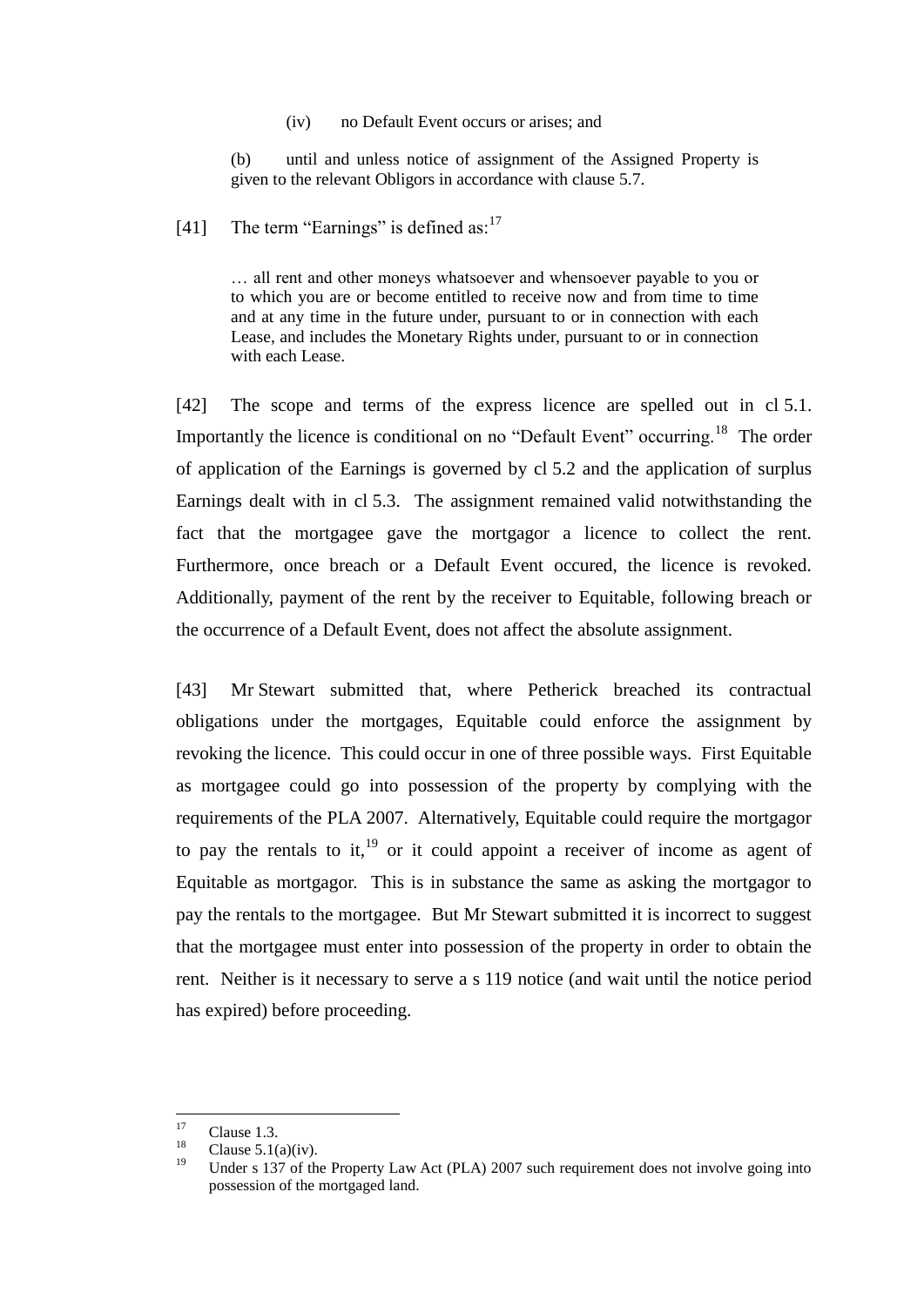(iv) no Default Event occurs or arises; and

(b) until and unless notice of assignment of the Assigned Property is given to the relevant Obligors in accordance with clause 5.7.

[41] The term "Earnings" is defined as:[17]

> … all rent and other moneys whatsoever and whensoever payable to you or to which you are or become entitled to receive now and from time to time and at any time in the future under, pursuant to or in connection with each Lease, and includes the Monetary Rights under, pursuant to or in connection with each Lease.

[42] The scope and terms of the express licence are spelled out in cl 5.1. Importantly the licence is conditional on no "Default Event" occurring.[18] The order of application of the Earnings is governed by cl 5.2 and the application of surplus Earnings dealt with in cl 5.3. The assignment remained valid notwithstanding the fact that the mortgagee gave the mortgagor a licence to collect the rent. Furthermore, once breach or a Default Event occured, the licence is revoked. Additionally, payment of the rent by the receiver to Equitable, following breach or the occurrence of a Default Event, does not affect the absolute assignment.

[43] Mr Stewart submitted that, where Petherick breached its contractual obligations under the mortgages, Equitable could enforce the assignment by revoking the licence. This could occur in one of three possible ways. First Equitable as mortgagee could go into possession of the property by complying with the requirements of the PLA 2007. Alternatively, Equitable could require the mortgagor to pay the rentals to it,[19] or it could appoint a receiver of income as agent of Equitable as mortgagor. This is in substance the same as asking the mortgagor to pay the rentals to the mortgagee. But Mr Stewart submitted it is incorrect to suggest that the mortgagee must enter into possession of the property in order to obtain the rent. Neither is it necessary to serve a s 119 notice (and wait until the notice period has expired) before proceeding.

---

[17] Clause 1.3.

[18] Clause 5.1(a)(iv).

[19] Under s 137 of the Property Law Act (PLA) 2007 such requirement does not involve going into possession of the mortgaged land.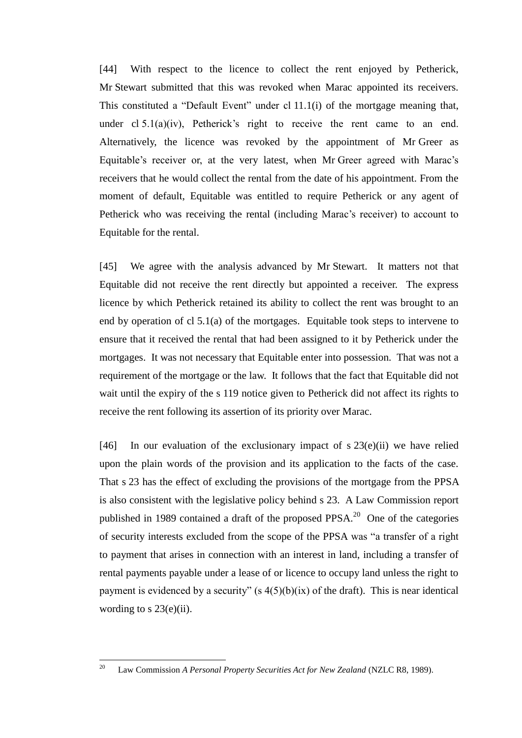[44] With respect to the licence to collect the rent enjoyed by Petherick, Mr Stewart submitted that this was revoked when Marac appointed its receivers. This constituted a "Default Event" under cl 11.1(i) of the mortgage meaning that, under cl 5.1(a)(iv), Petherick's right to receive the rent came to an end. Alternatively, the licence was revoked by the appointment of Mr Greer as Equitable's receiver or, at the very latest, when Mr Greer agreed with Marac's receivers that he would collect the rental from the date of his appointment. From the moment of default, Equitable was entitled to require Petherick or any agent of Petherick who was receiving the rental (including Marac's receiver) to account to Equitable for the rental.

[45] We agree with the analysis advanced by Mr Stewart. It matters not that Equitable did not receive the rent directly but appointed a receiver. The express licence by which Petherick retained its ability to collect the rent was brought to an end by operation of cl 5.1(a) of the mortgages. Equitable took steps to intervene to ensure that it received the rental that had been assigned to it by Petherick under the mortgages. It was not necessary that Equitable enter into possession. That was not a requirement of the mortgage or the law. It follows that the fact that Equitable did not wait until the expiry of the s 119 notice given to Petherick did not affect its rights to receive the rent following its assertion of its priority over Marac.

[46] In our evaluation of the exclusionary impact of s 23(e)(ii) we have relied upon the plain words of the provision and its application to the facts of the case. That s 23 has the effect of excluding the provisions of the mortgage from the PPSA is also consistent with the legislative policy behind s 23. A Law Commission report published in 1989 contained a draft of the proposed PPSA.[20] One of the categories of security interests excluded from the scope of the PPSA was "a transfer of a right to payment that arises in connection with an interest in land, including a transfer of rental payments payable under a lease of or licence to occupy land unless the right to payment is evidenced by a security" (s 4(5)(b)(ix) of the draft). This is near identical wording to s 23(e)(ii).

[20] Law Commission *A Personal Property Securities Act for New Zealand* (NZLC R8, 1989).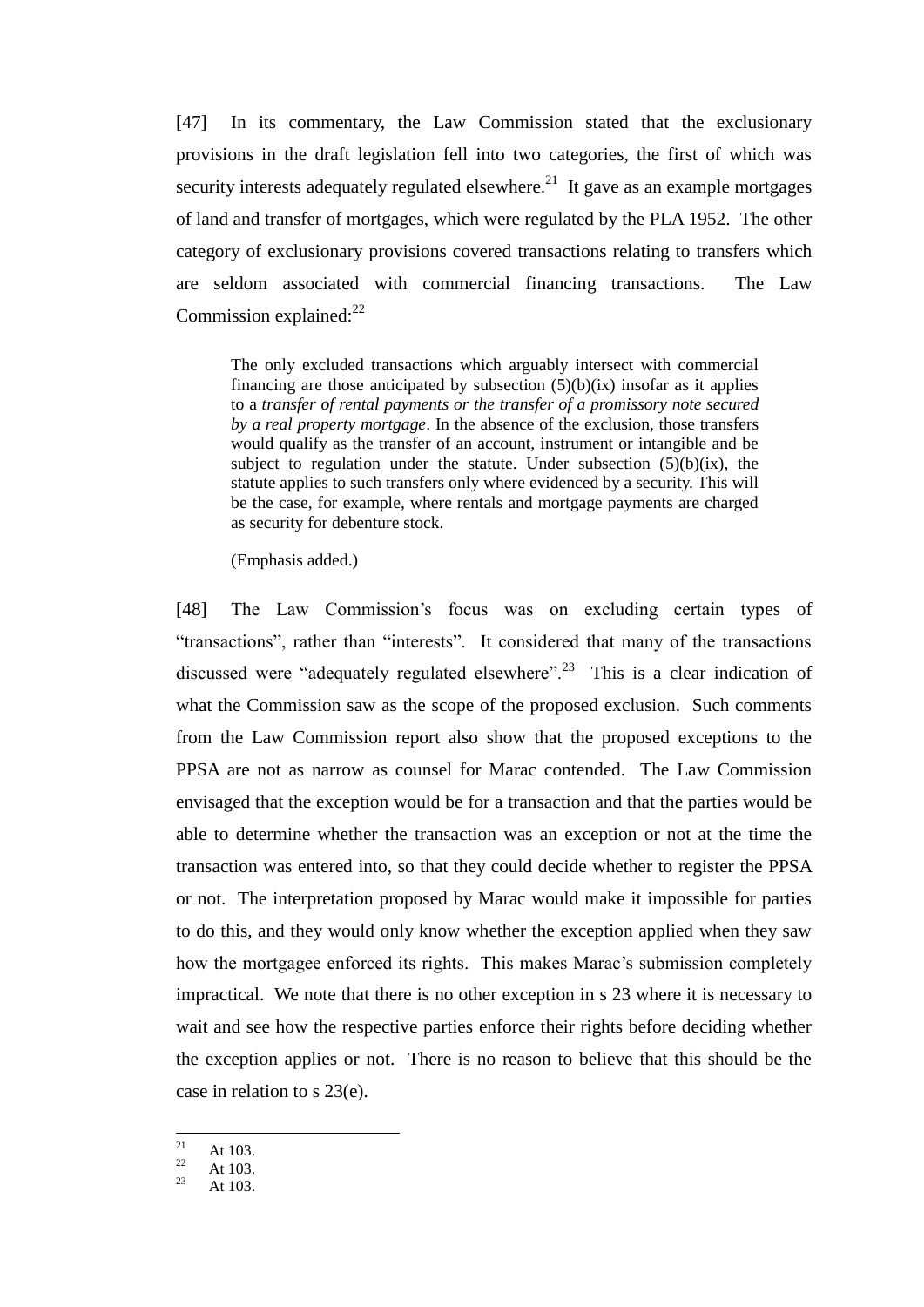[47] In its commentary, the Law Commission stated that the exclusionary provisions in the draft legislation fell into two categories, the first of which was security interests adequately regulated elsewhere.[21] It gave as an example mortgages of land and transfer of mortgages, which were regulated by the PLA 1952. The other category of exclusionary provisions covered transactions relating to transfers which are seldom associated with commercial financing transactions. The Law Commission explained:[22]

> The only excluded transactions which arguably intersect with commercial financing are those anticipated by subsection (5)(b)(ix) insofar as it applies to a *transfer of rental payments or the transfer of a promissory note secured by a real property mortgage*. In the absence of the exclusion, those transfers would qualify as the transfer of an account, instrument or intangible and be subject to regulation under the statute. Under subsection (5)(b)(ix), the statute applies to such transfers only where evidenced by a security. This will be the case, for example, where rentals and mortgage payments are charged as security for debenture stock.
>
> (Emphasis added.)

[48] The Law Commission's focus was on excluding certain types of "transactions", rather than "interests". It considered that many of the transactions discussed were "adequately regulated elsewhere".[23] This is a clear indication of what the Commission saw as the scope of the proposed exclusion. Such comments from the Law Commission report also show that the proposed exceptions to the PPSA are not as narrow as counsel for Marac contended. The Law Commission envisaged that the exception would be for a transaction and that the parties would be able to determine whether the transaction was an exception or not at the time the transaction was entered into, so that they could decide whether to register the PPSA or not. The interpretation proposed by Marac would make it impossible for parties to do this, and they would only know whether the exception applied when they saw how the mortgagee enforced its rights. This makes Marac's submission completely impractical. We note that there is no other exception in s 23 where it is necessary to wait and see how the respective parties enforce their rights before deciding whether the exception applies or not. There is no reason to believe that this should be the case in relation to s 23(e).

[21] At 103.
[22] At 103.
[23] At 103.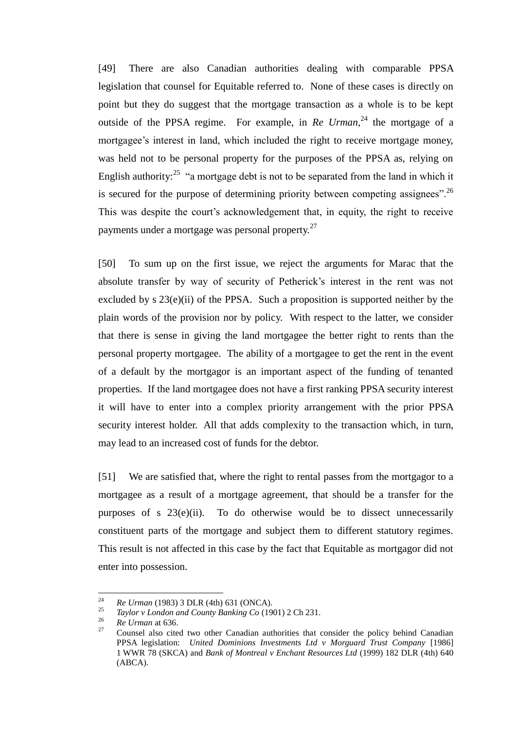[49] There are also Canadian authorities dealing with comparable PPSA legislation that counsel for Equitable referred to. None of these cases is directly on point but they do suggest that the mortgage transaction as a whole is to be kept outside of the PPSA regime. For example, in *Re Urman*,[24] the mortgage of a mortgagee's interest in land, which included the right to receive mortgage money, was held not to be personal property for the purposes of the PPSA as, relying on English authority:[25] "a mortgage debt is not to be separated from the land in which it is secured for the purpose of determining priority between competing assignees".[26] This was despite the court's acknowledgement that, in equity, the right to receive payments under a mortgage was personal property.[27]

[50] To sum up on the first issue, we reject the arguments for Marac that the absolute transfer by way of security of Petherick's interest in the rent was not excluded by s 23(e)(ii) of the PPSA. Such a proposition is supported neither by the plain words of the provision nor by policy. With respect to the latter, we consider that there is sense in giving the land mortgagee the better right to rents than the personal property mortgagee. The ability of a mortgagee to get the rent in the event of a default by the mortgagor is an important aspect of the funding of tenanted properties. If the land mortgagee does not have a first ranking PPSA security interest it will have to enter into a complex priority arrangement with the prior PPSA security interest holder. All that adds complexity to the transaction which, in turn, may lead to an increased cost of funds for the debtor.

[51] We are satisfied that, where the right to rental passes from the mortgagor to a mortgagee as a result of a mortgage agreement, that should be a transfer for the purposes of s 23(e)(ii). To do otherwise would be to dissect unnecessarily constituent parts of the mortgage and subject them to different statutory regimes. This result is not affected in this case by the fact that Equitable as mortgagor did not enter into possession.

---

[24] *Re Urman* (1983) 3 DLR (4th) 631 (ONCA).

[25] *Taylor v London and County Banking Co* (1901) 2 Ch 231.

[26] *Re Urman* at 636.

[27] Counsel also cited two other Canadian authorities that consider the policy behind Canadian PPSA legislation: *United Dominions Investments Ltd v Morguard Trust Company* [1986] 1 WWR 78 (SKCA) and *Bank of Montreal v Enchant Resources Ltd* (1999) 182 DLR (4th) 640 (ABCA).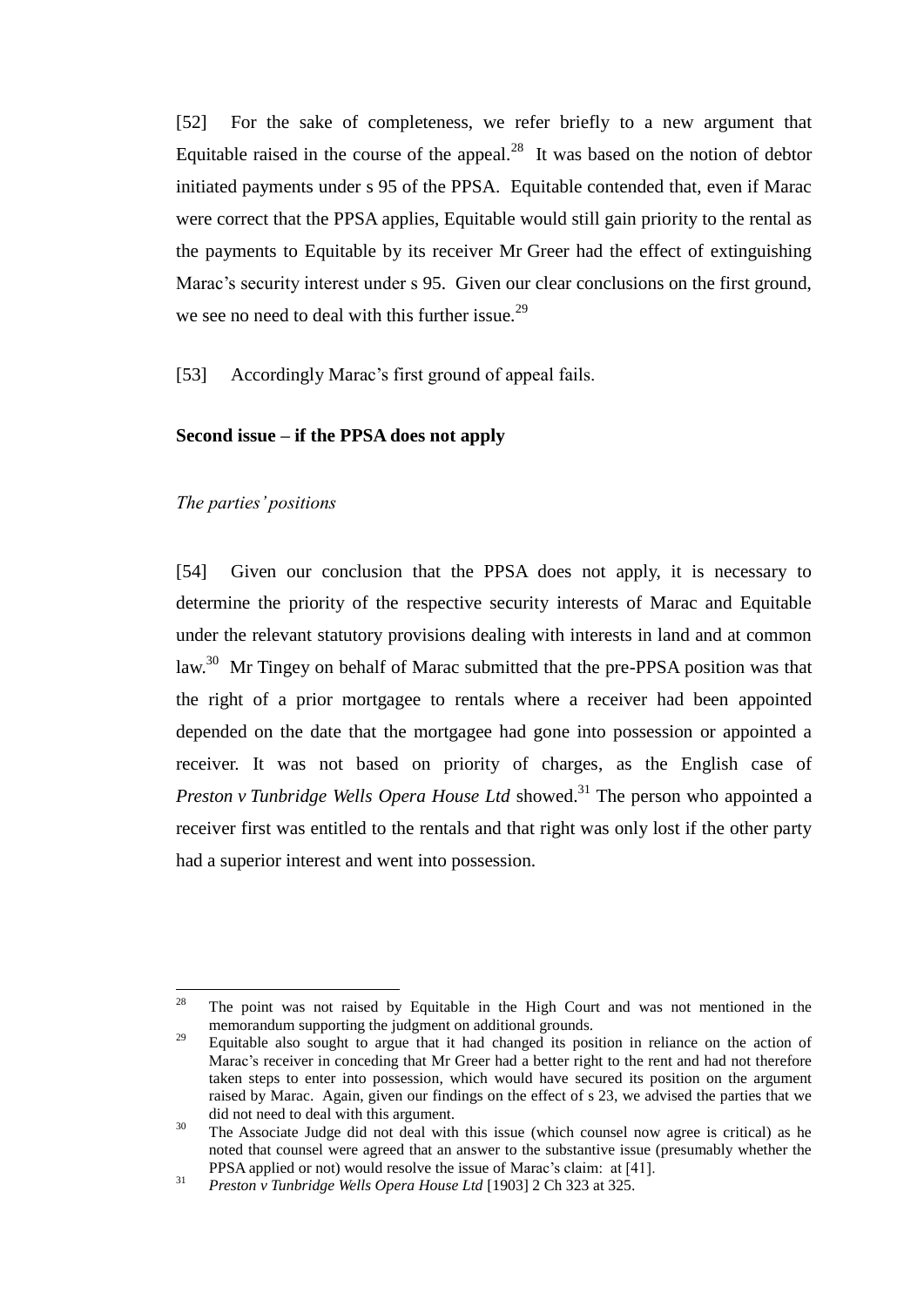[52] For the sake of completeness, we refer briefly to a new argument that Equitable raised in the course of the appeal.[28] It was based on the notion of debtor initiated payments under s 95 of the PPSA. Equitable contended that, even if Marac were correct that the PPSA applies, Equitable would still gain priority to the rental as the payments to Equitable by its receiver Mr Greer had the effect of extinguishing Marac's security interest under s 95. Given our clear conclusions on the first ground, we see no need to deal with this further issue.[29]

[53] Accordingly Marac's first ground of appeal fails.

**Second issue – if the PPSA does not apply**

*The parties' positions*

[54] Given our conclusion that the PPSA does not apply, it is necessary to determine the priority of the respective security interests of Marac and Equitable under the relevant statutory provisions dealing with interests in land and at common law.[30] Mr Tingey on behalf of Marac submitted that the pre-PPSA position was that the right of a prior mortgagee to rentals where a receiver had been appointed depended on the date that the mortgagee had gone into possession or appointed a receiver. It was not based on priority of charges, as the English case of *Preston v Tunbridge Wells Opera House Ltd* showed.[31] The person who appointed a receiver first was entitled to the rentals and that right was only lost if the other party had a superior interest and went into possession.

---

[28] The point was not raised by Equitable in the High Court and was not mentioned in the memorandum supporting the judgment on additional grounds.

[29] Equitable also sought to argue that it had changed its position in reliance on the action of Marac's receiver in conceding that Mr Greer had a better right to the rent and had not therefore taken steps to enter into possession, which would have secured its position on the argument raised by Marac. Again, given our findings on the effect of s 23, we advised the parties that we did not need to deal with this argument.

[30] The Associate Judge did not deal with this issue (which counsel now agree is critical) as he noted that counsel were agreed that an answer to the substantive issue (presumably whether the PPSA applied or not) would resolve the issue of Marac's claim: at [41].

[31] *Preston v Tunbridge Wells Opera House Ltd* [1903] 2 Ch 323 at 325.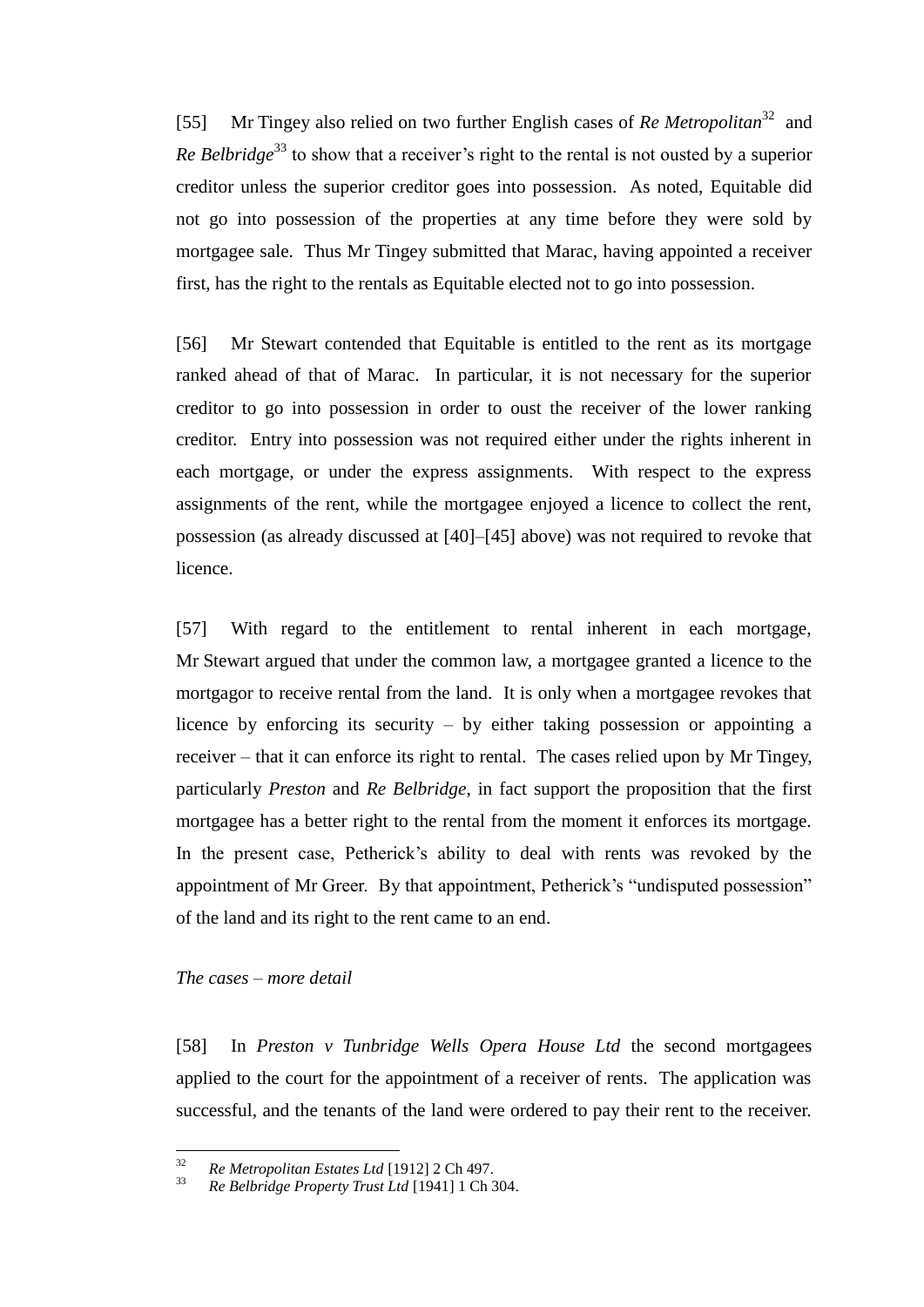[55] Mr Tingey also relied on two further English cases of *Re Metropolitan*[32] and *Re Belbridge*[33] to show that a receiver's right to the rental is not ousted by a superior creditor unless the superior creditor goes into possession. As noted, Equitable did not go into possession of the properties at any time before they were sold by mortgagee sale. Thus Mr Tingey submitted that Marac, having appointed a receiver first, has the right to the rentals as Equitable elected not to go into possession.

[56] Mr Stewart contended that Equitable is entitled to the rent as its mortgage ranked ahead of that of Marac. In particular, it is not necessary for the superior creditor to go into possession in order to oust the receiver of the lower ranking creditor. Entry into possession was not required either under the rights inherent in each mortgage, or under the express assignments. With respect to the express assignments of the rent, while the mortgagee enjoyed a licence to collect the rent, possession (as already discussed at [40]–[45] above) was not required to revoke that licence.

[57] With regard to the entitlement to rental inherent in each mortgage, Mr Stewart argued that under the common law, a mortgagee granted a licence to the mortgagor to receive rental from the land. It is only when a mortgagee revokes that licence by enforcing its security – by either taking possession or appointing a receiver – that it can enforce its right to rental. The cases relied upon by Mr Tingey, particularly *Preston* and *Re Belbridge*, in fact support the proposition that the first mortgagee has a better right to the rental from the moment it enforces its mortgage. In the present case, Petherick's ability to deal with rents was revoked by the appointment of Mr Greer. By that appointment, Petherick's "undisputed possession" of the land and its right to the rent came to an end.

*The cases – more detail*

[58] In *Preston v Tunbridge Wells Opera House Ltd* the second mortgagees applied to the court for the appointment of a receiver of rents. The application was successful, and the tenants of the land were ordered to pay their rent to the receiver.

---

[32] *Re Metropolitan Estates Ltd* [1912] 2 Ch 497.

[33] *Re Belbridge Property Trust Ltd* [1941] 1 Ch 304.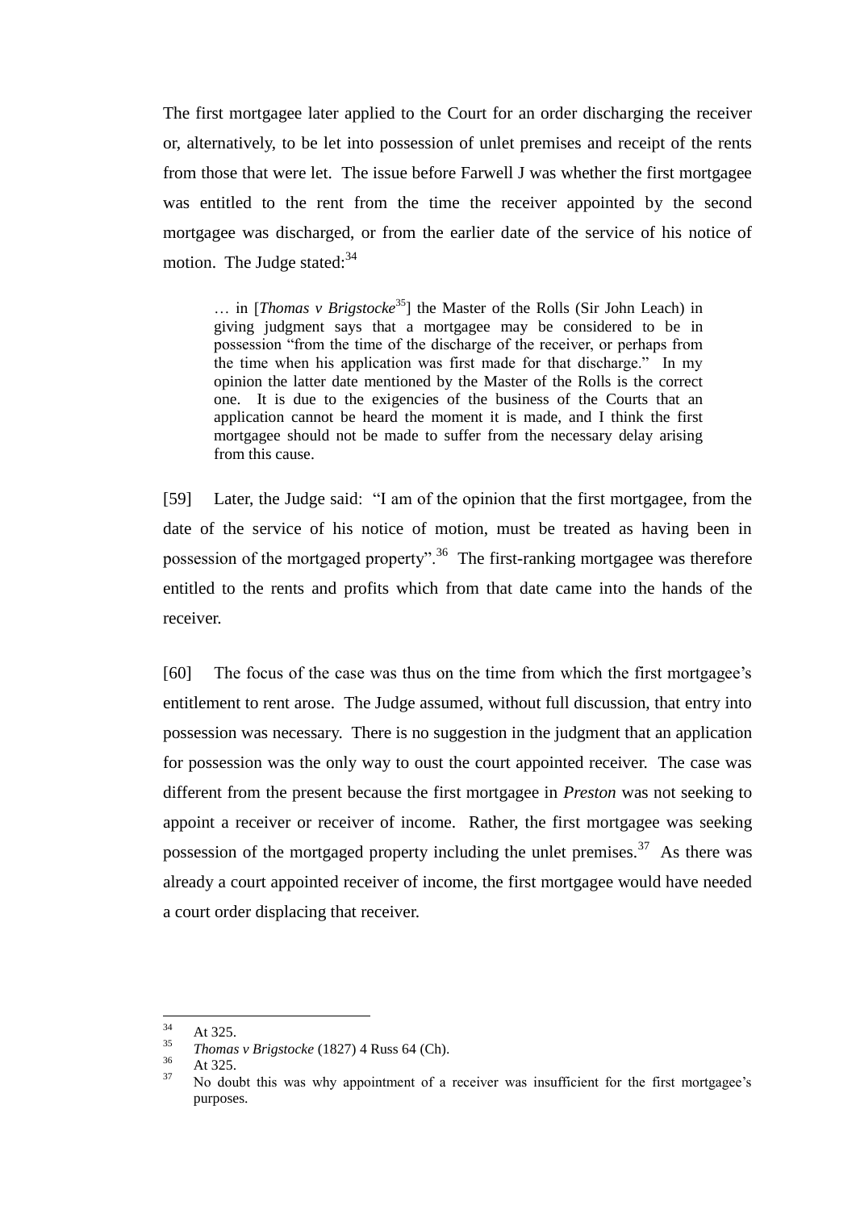The first mortgagee later applied to the Court for an order discharging the receiver or, alternatively, to be let into possession of unlet premises and receipt of the rents from those that were let. The issue before Farwell J was whether the first mortgagee was entitled to the rent from the time the receiver appointed by the second mortgagee was discharged, or from the earlier date of the service of his notice of motion. The Judge stated:[34]

> … in [*Thomas v Brigstocke*[35]] the Master of the Rolls (Sir John Leach) in giving judgment says that a mortgagee may be considered to be in possession "from the time of the discharge of the receiver, or perhaps from the time when his application was first made for that discharge." In my opinion the latter date mentioned by the Master of the Rolls is the correct one. It is due to the exigencies of the business of the Courts that an application cannot be heard the moment it is made, and I think the first mortgagee should not be made to suffer from the necessary delay arising from this cause.

[59] Later, the Judge said: "I am of the opinion that the first mortgagee, from the date of the service of his notice of motion, must be treated as having been in possession of the mortgaged property".[36] The first-ranking mortgagee was therefore entitled to the rents and profits which from that date came into the hands of the receiver.

[60] The focus of the case was thus on the time from which the first mortgagee's entitlement to rent arose. The Judge assumed, without full discussion, that entry into possession was necessary. There is no suggestion in the judgment that an application for possession was the only way to oust the court appointed receiver. The case was different from the present because the first mortgagee in *Preston* was not seeking to appoint a receiver or receiver of income. Rather, the first mortgagee was seeking possession of the mortgaged property including the unlet premises.[37] As there was already a court appointed receiver of income, the first mortgagee would have needed a court order displacing that receiver.

---

[34] At 325.

[35] *Thomas v Brigstocke* (1827) 4 Russ 64 (Ch).

[36] At 325.

[37] No doubt this was why appointment of a receiver was insufficient for the first mortgagee's purposes.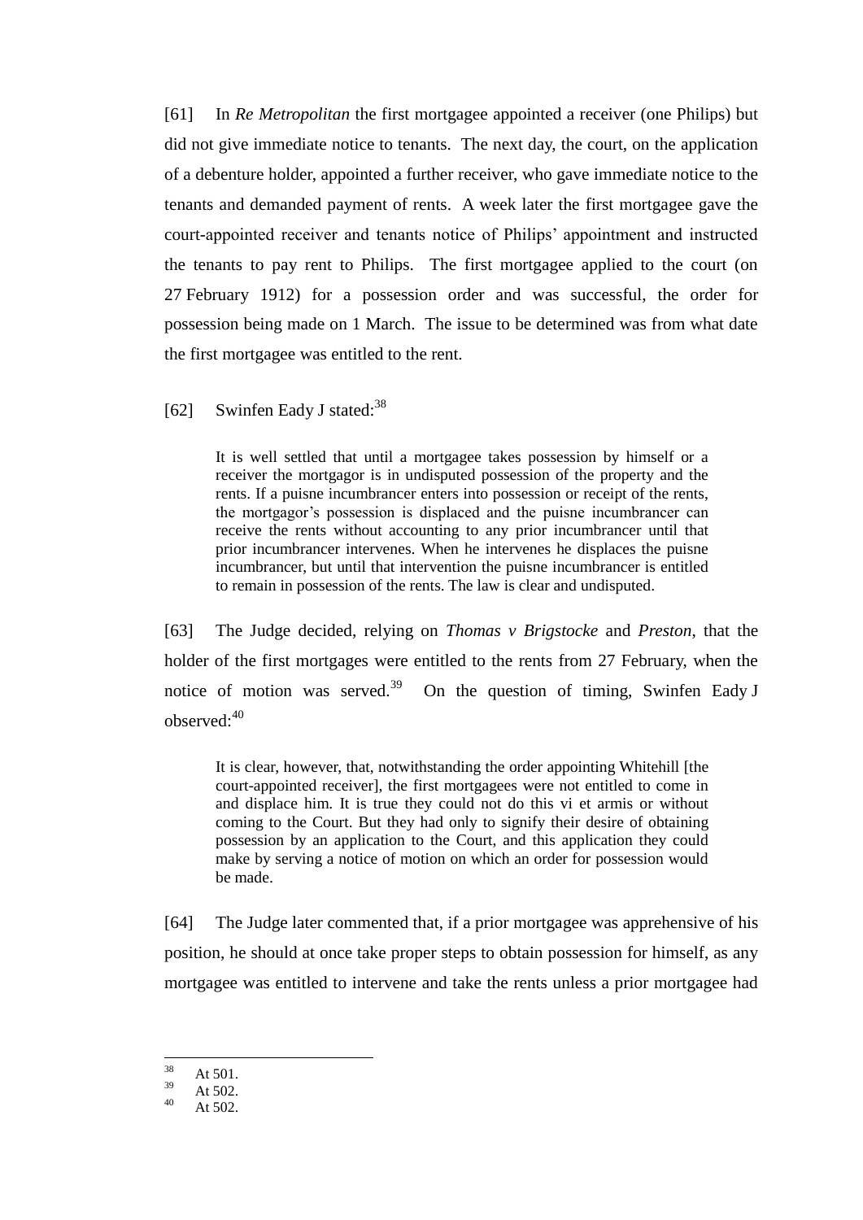[61] In *Re Metropolitan* the first mortgagee appointed a receiver (one Philips) but did not give immediate notice to tenants. The next day, the court, on the application of a debenture holder, appointed a further receiver, who gave immediate notice to the tenants and demanded payment of rents. A week later the first mortgagee gave the court-appointed receiver and tenants notice of Philips' appointment and instructed the tenants to pay rent to Philips. The first mortgagee applied to the court (on 27 February 1912) for a possession order and was successful, the order for possession being made on 1 March. The issue to be determined was from what date the first mortgagee was entitled to the rent.

[62] Swinfen Eady J stated:[38]

> It is well settled that until a mortgagee takes possession by himself or a receiver the mortgagor is in undisputed possession of the property and the rents. If a puisne incumbrancer enters into possession or receipt of the rents, the mortgagor's possession is displaced and the puisne incumbrancer can receive the rents without accounting to any prior incumbrancer until that prior incumbrancer intervenes. When he intervenes he displaces the puisne incumbrancer, but until that intervention the puisne incumbrancer is entitled to remain in possession of the rents. The law is clear and undisputed.

[63] The Judge decided, relying on *Thomas v Brigstocke* and *Preston*, that the holder of the first mortgages were entitled to the rents from 27 February, when the notice of motion was served.[39] On the question of timing, Swinfen Eady J observed:[40]

> It is clear, however, that, notwithstanding the order appointing Whitehill [the court-appointed receiver], the first mortgagees were not entitled to come in and displace him. It is true they could not do this vi et armis or without coming to the Court. But they had only to signify their desire of obtaining possession by an application to the Court, and this application they could make by serving a notice of motion on which an order for possession would be made.

[64] The Judge later commented that, if a prior mortgagee was apprehensive of his position, he should at once take proper steps to obtain possession for himself, as any mortgagee was entitled to intervene and take the rents unless a prior mortgagee had

---

[38] At 501.

[39] At 502.

[40] At 502.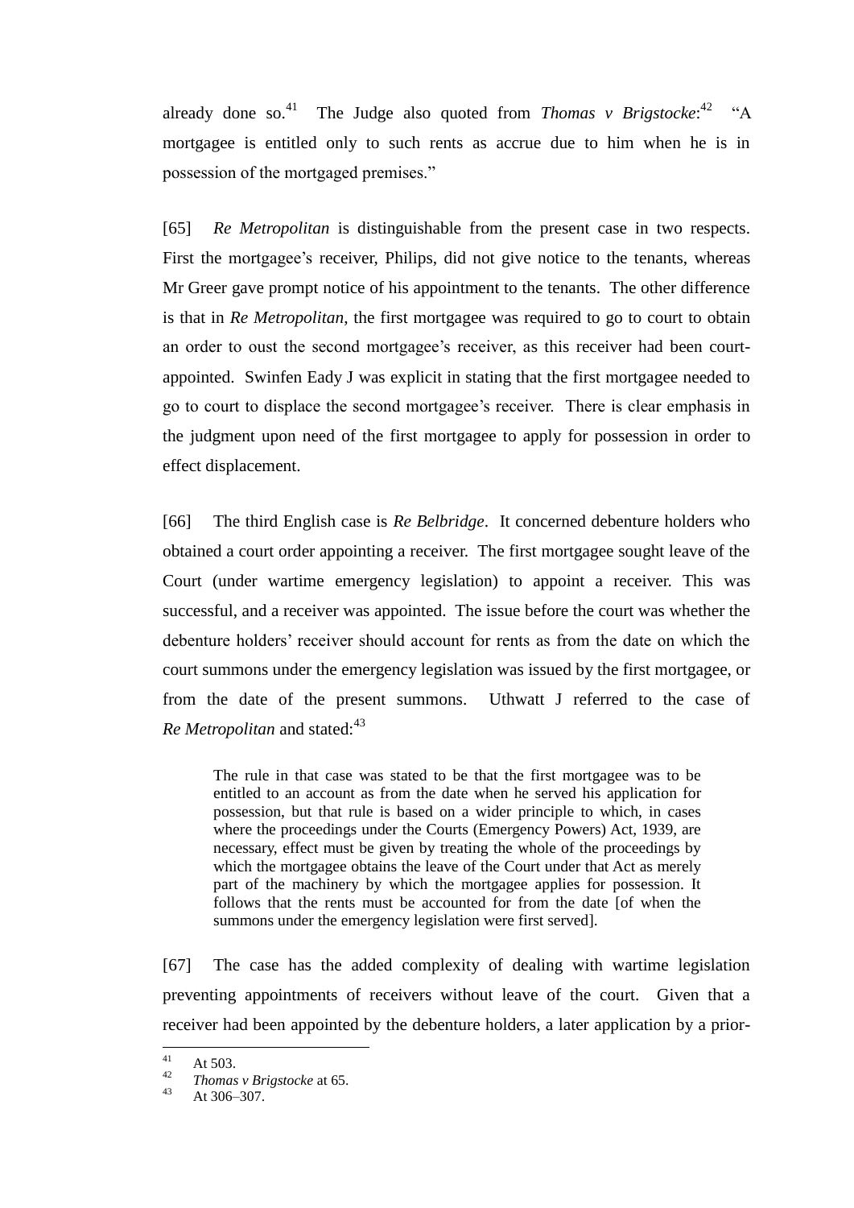already done so.[41] The Judge also quoted from *Thomas v Brigstocke*:[42] "A mortgagee is entitled only to such rents as accrue due to him when he is in possession of the mortgaged premises."

[65] *Re Metropolitan* is distinguishable from the present case in two respects. First the mortgagee's receiver, Philips, did not give notice to the tenants, whereas Mr Greer gave prompt notice of his appointment to the tenants. The other difference is that in *Re Metropolitan*, the first mortgagee was required to go to court to obtain an order to oust the second mortgagee's receiver, as this receiver had been court-appointed. Swinfen Eady J was explicit in stating that the first mortgagee needed to go to court to displace the second mortgagee's receiver. There is clear emphasis in the judgment upon need of the first mortgagee to apply for possession in order to effect displacement.

[66] The third English case is *Re Belbridge*. It concerned debenture holders who obtained a court order appointing a receiver. The first mortgagee sought leave of the Court (under wartime emergency legislation) to appoint a receiver. This was successful, and a receiver was appointed. The issue before the court was whether the debenture holders' receiver should account for rents as from the date on which the court summons under the emergency legislation was issued by the first mortgagee, or from the date of the present summons. Uthwatt J referred to the case of *Re Metropolitan* and stated:[43]

> The rule in that case was stated to be that the first mortgagee was to be entitled to an account as from the date when he served his application for possession, but that rule is based on a wider principle to which, in cases where the proceedings under the Courts (Emergency Powers) Act, 1939, are necessary, effect must be given by treating the whole of the proceedings by which the mortgagee obtains the leave of the Court under that Act as merely part of the machinery by which the mortgagee applies for possession. It follows that the rents must be accounted for from the date [of when the summons under the emergency legislation were first served].

[67] The case has the added complexity of dealing with wartime legislation preventing appointments of receivers without leave of the court. Given that a receiver had been appointed by the debenture holders, a later application by a prior-

---

[41] At 503.

[42] *Thomas v Brigstocke* at 65.

[43] At 306–307.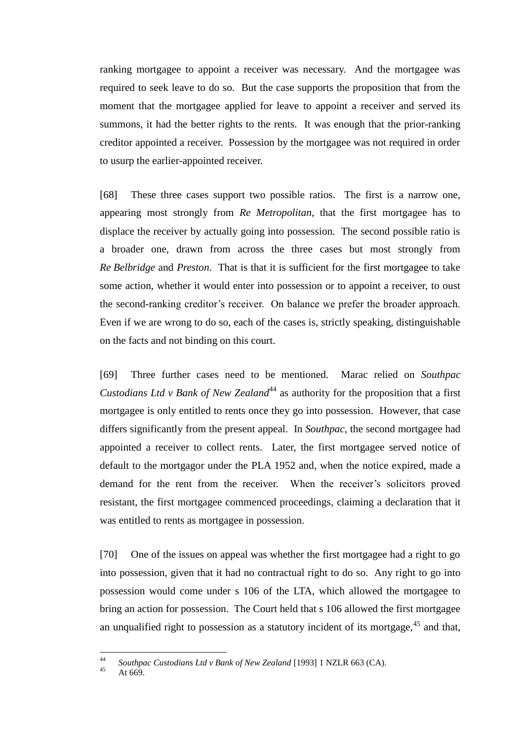ranking mortgagee to appoint a receiver was necessary. And the mortgagee was required to seek leave to do so. But the case supports the proposition that from the moment that the mortgagee applied for leave to appoint a receiver and served its summons, it had the better rights to the rents. It was enough that the prior-ranking creditor appointed a receiver. Possession by the mortgagee was not required in order to usurp the earlier-appointed receiver.

[68] These three cases support two possible ratios. The first is a narrow one, appearing most strongly from *Re Metropolitan*, that the first mortgagee has to displace the receiver by actually going into possession. The second possible ratio is a broader one, drawn from across the three cases but most strongly from *Re Belbridge* and *Preston*. That is that it is sufficient for the first mortgagee to take some action, whether it would enter into possession or to appoint a receiver, to oust the second-ranking creditor's receiver. On balance we prefer the broader approach. Even if we are wrong to do so, each of the cases is, strictly speaking, distinguishable on the facts and not binding on this court.

[69] Three further cases need to be mentioned. Marac relied on *Southpac Custodians Ltd v Bank of New Zealand*[44] as authority for the proposition that a first mortgagee is only entitled to rents once they go into possession. However, that case differs significantly from the present appeal. In *Southpac*, the second mortgagee had appointed a receiver to collect rents. Later, the first mortgagee served notice of default to the mortgagor under the PLA 1952 and, when the notice expired, made a demand for the rent from the receiver. When the receiver's solicitors proved resistant, the first mortgagee commenced proceedings, claiming a declaration that it was entitled to rents as mortgagee in possession.

[70] One of the issues on appeal was whether the first mortgagee had a right to go into possession, given that it had no contractual right to do so. Any right to go into possession would come under s 106 of the LTA, which allowed the mortgagee to bring an action for possession. The Court held that s 106 allowed the first mortgagee an unqualified right to possession as a statutory incident of its mortgage,[45] and that,

---

[44] *Southpac Custodians Ltd v Bank of New Zealand* [1993] 1 NZLR 663 (CA).

[45] At 669.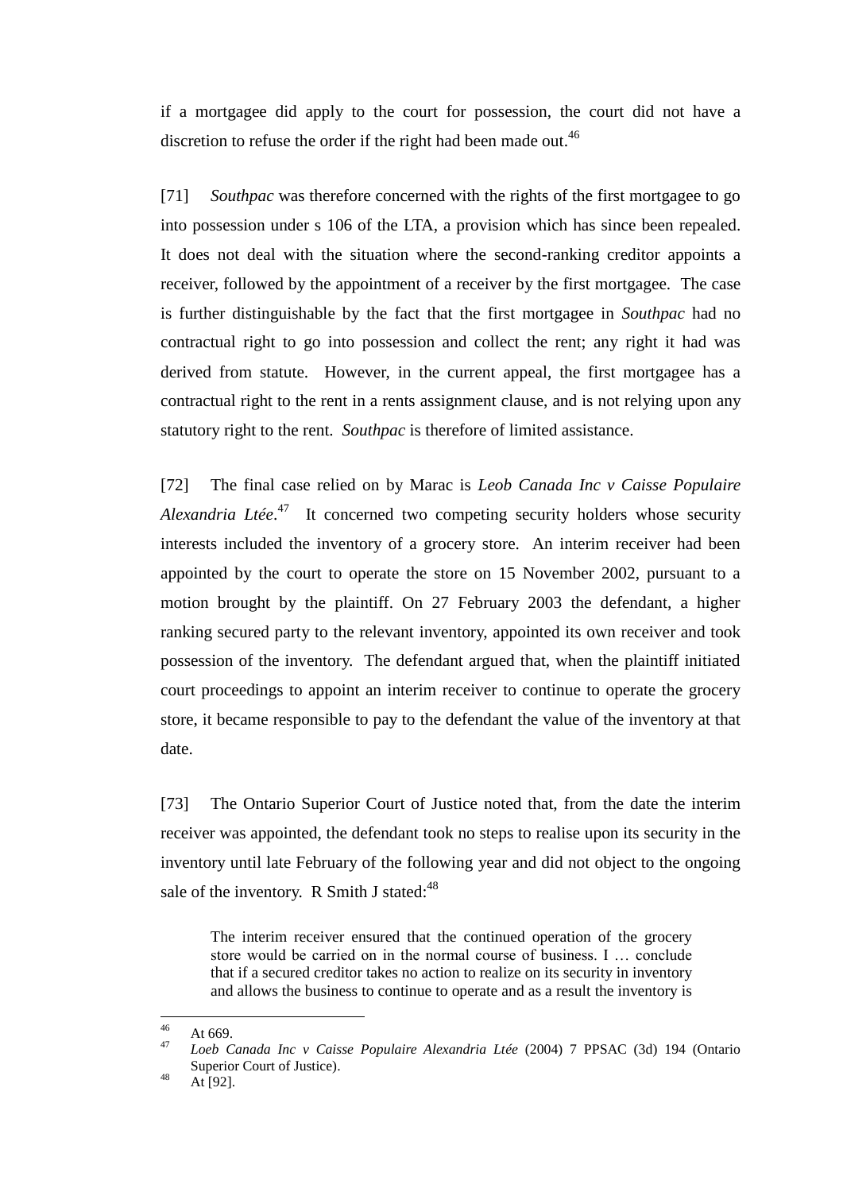if a mortgagee did apply to the court for possession, the court did not have a discretion to refuse the order if the right had been made out.[46]

[71] *Southpac* was therefore concerned with the rights of the first mortgagee to go into possession under s 106 of the LTA, a provision which has since been repealed. It does not deal with the situation where the second-ranking creditor appoints a receiver, followed by the appointment of a receiver by the first mortgagee. The case is further distinguishable by the fact that the first mortgagee in *Southpac* had no contractual right to go into possession and collect the rent; any right it had was derived from statute. However, in the current appeal, the first mortgagee has a contractual right to the rent in a rents assignment clause, and is not relying upon any statutory right to the rent. *Southpac* is therefore of limited assistance.

[72] The final case relied on by Marac is *Leob Canada Inc v Caisse Populaire Alexandria Ltée*.[47] It concerned two competing security holders whose security interests included the inventory of a grocery store. An interim receiver had been appointed by the court to operate the store on 15 November 2002, pursuant to a motion brought by the plaintiff. On 27 February 2003 the defendant, a higher ranking secured party to the relevant inventory, appointed its own receiver and took possession of the inventory. The defendant argued that, when the plaintiff initiated court proceedings to appoint an interim receiver to continue to operate the grocery store, it became responsible to pay to the defendant the value of the inventory at that date.

[73] The Ontario Superior Court of Justice noted that, from the date the interim receiver was appointed, the defendant took no steps to realise upon its security in the inventory until late February of the following year and did not object to the ongoing sale of the inventory. R Smith J stated:[48]

> The interim receiver ensured that the continued operation of the grocery store would be carried on in the normal course of business. I … conclude that if a secured creditor takes no action to realize on its security in inventory and allows the business to continue to operate and as a result the inventory is

---

[46] At 669.

[47] *Loeb Canada Inc v Caisse Populaire Alexandria Ltée* (2004) 7 PPSAC (3d) 194 (Ontario Superior Court of Justice).

[48] At [92].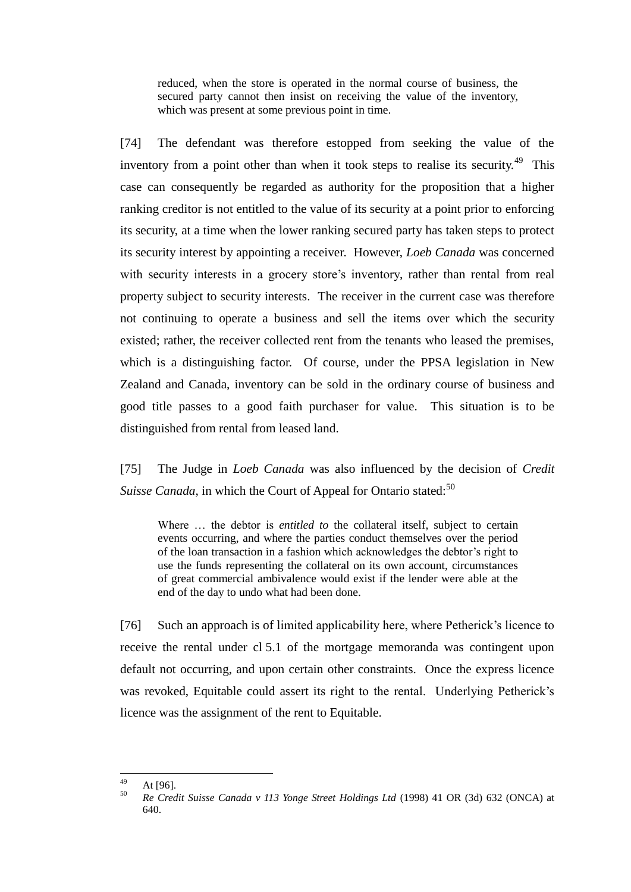> reduced, when the store is operated in the normal course of business, the secured party cannot then insist on receiving the value of the inventory, which was present at some previous point in time.

[74] The defendant was therefore estopped from seeking the value of the inventory from a point other than when it took steps to realise its security.[49] This case can consequently be regarded as authority for the proposition that a higher ranking creditor is not entitled to the value of its security at a point prior to enforcing its security, at a time when the lower ranking secured party has taken steps to protect its security interest by appointing a receiver. However, *Loeb Canada* was concerned with security interests in a grocery store's inventory, rather than rental from real property subject to security interests. The receiver in the current case was therefore not continuing to operate a business and sell the items over which the security existed; rather, the receiver collected rent from the tenants who leased the premises, which is a distinguishing factor. Of course, under the PPSA legislation in New Zealand and Canada, inventory can be sold in the ordinary course of business and good title passes to a good faith purchaser for value. This situation is to be distinguished from rental from leased land.

[75] The Judge in *Loeb Canada* was also influenced by the decision of *Credit Suisse Canada*, in which the Court of Appeal for Ontario stated:[50]

> Where … the debtor is *entitled to* the collateral itself, subject to certain events occurring, and where the parties conduct themselves over the period of the loan transaction in a fashion which acknowledges the debtor's right to use the funds representing the collateral on its own account, circumstances of great commercial ambivalence would exist if the lender were able at the end of the day to undo what had been done.

[76] Such an approach is of limited applicability here, where Petherick's licence to receive the rental under cl 5.1 of the mortgage memoranda was contingent upon default not occurring, and upon certain other constraints. Once the express licence was revoked, Equitable could assert its right to the rental. Underlying Petherick's licence was the assignment of the rent to Equitable.

---

[49] At [96].

[50] *Re Credit Suisse Canada v 113 Yonge Street Holdings Ltd* (1998) 41 OR (3d) 632 (ONCA) at 640.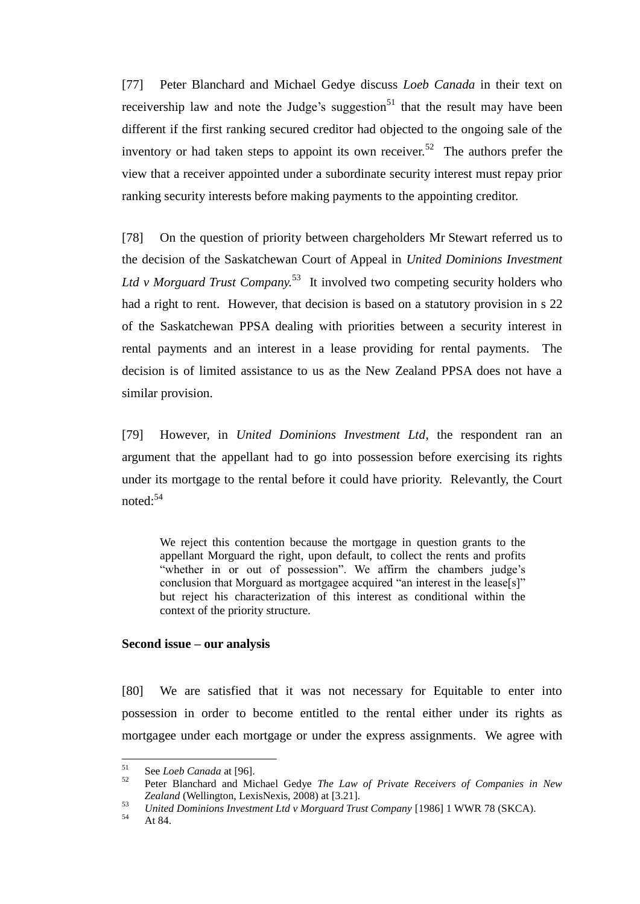[77] Peter Blanchard and Michael Gedye discuss *Loeb Canada* in their text on receivership law and note the Judge's suggestion[51] that the result may have been different if the first ranking secured creditor had objected to the ongoing sale of the inventory or had taken steps to appoint its own receiver.[52] The authors prefer the view that a receiver appointed under a subordinate security interest must repay prior ranking security interests before making payments to the appointing creditor.

[78] On the question of priority between chargeholders Mr Stewart referred us to the decision of the Saskatchewan Court of Appeal in *United Dominions Investment Ltd v Morguard Trust Company.*[53] It involved two competing security holders who had a right to rent. However, that decision is based on a statutory provision in s 22 of the Saskatchewan PPSA dealing with priorities between a security interest in rental payments and an interest in a lease providing for rental payments. The decision is of limited assistance to us as the New Zealand PPSA does not have a similar provision.

[79] However, in *United Dominions Investment Ltd*, the respondent ran an argument that the appellant had to go into possession before exercising its rights under its mortgage to the rental before it could have priority. Relevantly, the Court noted:[54]

> We reject this contention because the mortgage in question grants to the appellant Morguard the right, upon default, to collect the rents and profits "whether in or out of possession". We affirm the chambers judge's conclusion that Morguard as mortgagee acquired "an interest in the lease[s]" but reject his characterization of this interest as conditional within the context of the priority structure.

**Second issue – our analysis**

[80] We are satisfied that it was not necessary for Equitable to enter into possession in order to become entitled to the rental either under its rights as mortgagee under each mortgage or under the express assignments. We agree with

---

[51] See *Loeb Canada* at [96].

[52] Peter Blanchard and Michael Gedye *The Law of Private Receivers of Companies in New Zealand* (Wellington, LexisNexis, 2008) at [3.21].

[53] *United Dominions Investment Ltd v Morguard Trust Company* [1986] 1 WWR 78 (SKCA).

[54] At 84.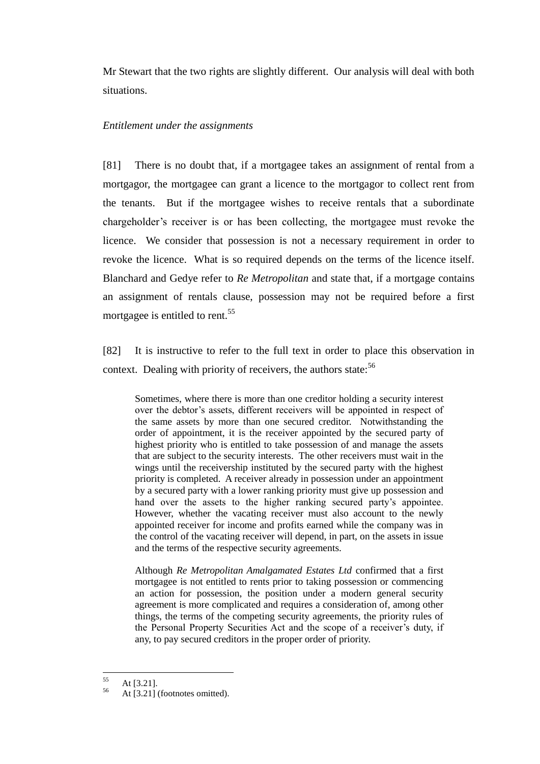Mr Stewart that the two rights are slightly different. Our analysis will deal with both situations.

*Entitlement under the assignments*

[81] There is no doubt that, if a mortgagee takes an assignment of rental from a mortgagor, the mortgagee can grant a licence to the mortgagor to collect rent from the tenants. But if the mortgagee wishes to receive rentals that a subordinate chargeholder's receiver is or has been collecting, the mortgagee must revoke the licence. We consider that possession is not a necessary requirement in order to revoke the licence. What is so required depends on the terms of the licence itself. Blanchard and Gedye refer to *Re Metropolitan* and state that, if a mortgage contains an assignment of rentals clause, possession may not be required before a first mortgagee is entitled to rent.[55]

[82] It is instructive to refer to the full text in order to place this observation in context. Dealing with priority of receivers, the authors state:[56]

> Sometimes, where there is more than one creditor holding a security interest over the debtor's assets, different receivers will be appointed in respect of the same assets by more than one secured creditor. Notwithstanding the order of appointment, it is the receiver appointed by the secured party of highest priority who is entitled to take possession of and manage the assets that are subject to the security interests. The other receivers must wait in the wings until the receivership instituted by the secured party with the highest priority is completed. A receiver already in possession under an appointment by a secured party with a lower ranking priority must give up possession and hand over the assets to the higher ranking secured party's appointee. However, whether the vacating receiver must also account to the newly appointed receiver for income and profits earned while the company was in the control of the vacating receiver will depend, in part, on the assets in issue and the terms of the respective security agreements.
>
> Although *Re Metropolitan Amalgamated Estates Ltd* confirmed that a first mortgagee is not entitled to rents prior to taking possession or commencing an action for possession, the position under a modern general security agreement is more complicated and requires a consideration of, among other things, the terms of the competing security agreements, the priority rules of the Personal Property Securities Act and the scope of a receiver's duty, if any, to pay secured creditors in the proper order of priority.

---

[55] At [3.21].

[56] At [3.21] (footnotes omitted).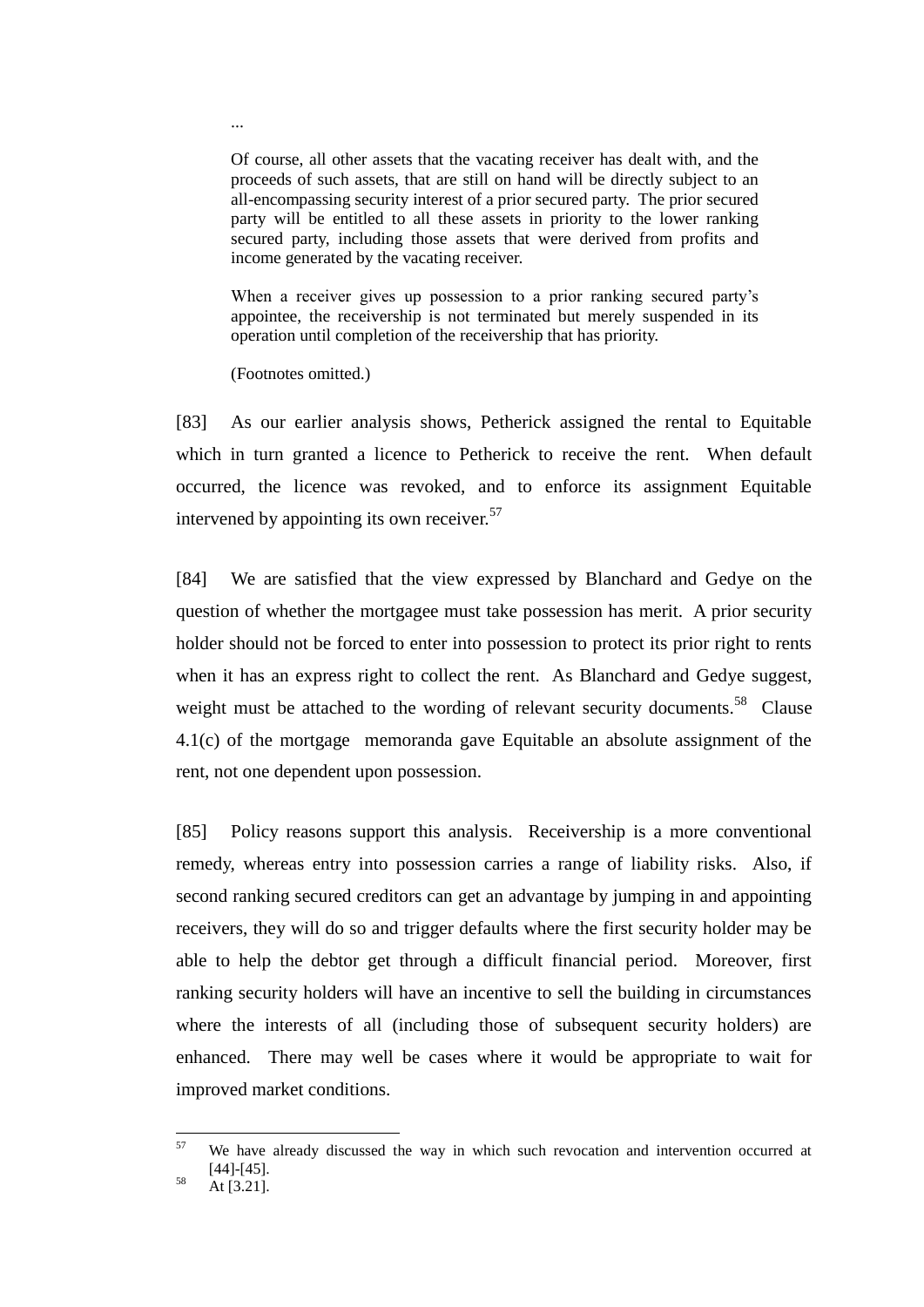> ...
>
> Of course, all other assets that the vacating receiver has dealt with, and the proceeds of such assets, that are still on hand will be directly subject to an all-encompassing security interest of a prior secured party. The prior secured party will be entitled to all these assets in priority to the lower ranking secured party, including those assets that were derived from profits and income generated by the vacating receiver.
>
> When a receiver gives up possession to a prior ranking secured party's appointee, the receivership is not terminated but merely suspended in its operation until completion of the receivership that has priority.
>
> (Footnotes omitted.)

[83] As our earlier analysis shows, Petherick assigned the rental to Equitable which in turn granted a licence to Petherick to receive the rent. When default occurred, the licence was revoked, and to enforce its assignment Equitable intervened by appointing its own receiver.[57]

[84] We are satisfied that the view expressed by Blanchard and Gedye on the question of whether the mortgagee must take possession has merit. A prior security holder should not be forced to enter into possession to protect its prior right to rents when it has an express right to collect the rent. As Blanchard and Gedye suggest, weight must be attached to the wording of relevant security documents.[58] Clause 4.1(c) of the mortgage memoranda gave Equitable an absolute assignment of the rent, not one dependent upon possession.

[85] Policy reasons support this analysis. Receivership is a more conventional remedy, whereas entry into possession carries a range of liability risks. Also, if second ranking secured creditors can get an advantage by jumping in and appointing receivers, they will do so and trigger defaults where the first security holder may be able to help the debtor get through a difficult financial period. Moreover, first ranking security holders will have an incentive to sell the building in circumstances where the interests of all (including those of subsequent security holders) are enhanced. There may well be cases where it would be appropriate to wait for improved market conditions.

---

[57] We have already discussed the way in which such revocation and intervention occurred at [44]-[45].

[58] At [3.21].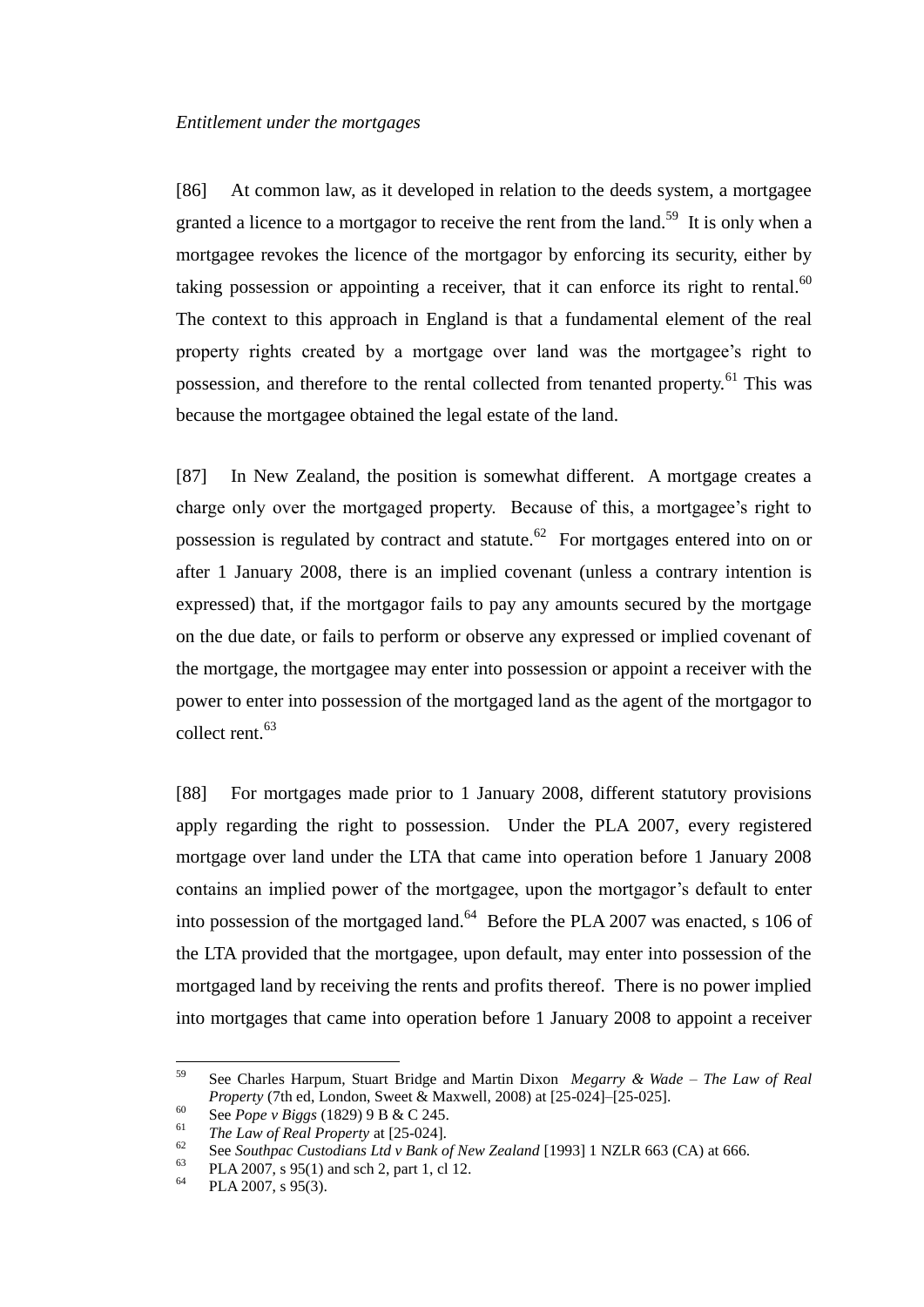*Entitlement under the mortgages*

[86] At common law, as it developed in relation to the deeds system, a mortgagee granted a licence to a mortgagor to receive the rent from the land.[59] It is only when a mortgagee revokes the licence of the mortgagor by enforcing its security, either by taking possession or appointing a receiver, that it can enforce its right to rental.[60] The context to this approach in England is that a fundamental element of the real property rights created by a mortgage over land was the mortgagee's right to possession, and therefore to the rental collected from tenanted property.[61] This was because the mortgagee obtained the legal estate of the land.

[87] In New Zealand, the position is somewhat different. A mortgage creates a charge only over the mortgaged property. Because of this, a mortgagee's right to possession is regulated by contract and statute.[62] For mortgages entered into on or after 1 January 2008, there is an implied covenant (unless a contrary intention is expressed) that, if the mortgagor fails to pay any amounts secured by the mortgage on the due date, or fails to perform or observe any expressed or implied covenant of the mortgage, the mortgagee may enter into possession or appoint a receiver with the power to enter into possession of the mortgaged land as the agent of the mortgagor to collect rent.[63]

[88] For mortgages made prior to 1 January 2008, different statutory provisions apply regarding the right to possession. Under the PLA 2007, every registered mortgage over land under the LTA that came into operation before 1 January 2008 contains an implied power of the mortgagee, upon the mortgagor's default to enter into possession of the mortgaged land.[64] Before the PLA 2007 was enacted, s 106 of the LTA provided that the mortgagee, upon default, may enter into possession of the mortgaged land by receiving the rents and profits thereof. There is no power implied into mortgages that came into operation before 1 January 2008 to appoint a receiver

---

[59] See Charles Harpum, Stuart Bridge and Martin Dixon *Megarry & Wade – The Law of Real Property* (7th ed, London, Sweet & Maxwell, 2008) at [25-024]–[25-025].

[60] See *Pope v Biggs* (1829) 9 B & C 245.

[61] *The Law of Real Property* at [25-024].

[62] See *Southpac Custodians Ltd v Bank of New Zealand* [1993] 1 NZLR 663 (CA) at 666.

[63] PLA 2007, s 95(1) and sch 2, part 1, cl 12.

[64] PLA 2007, s 95(3).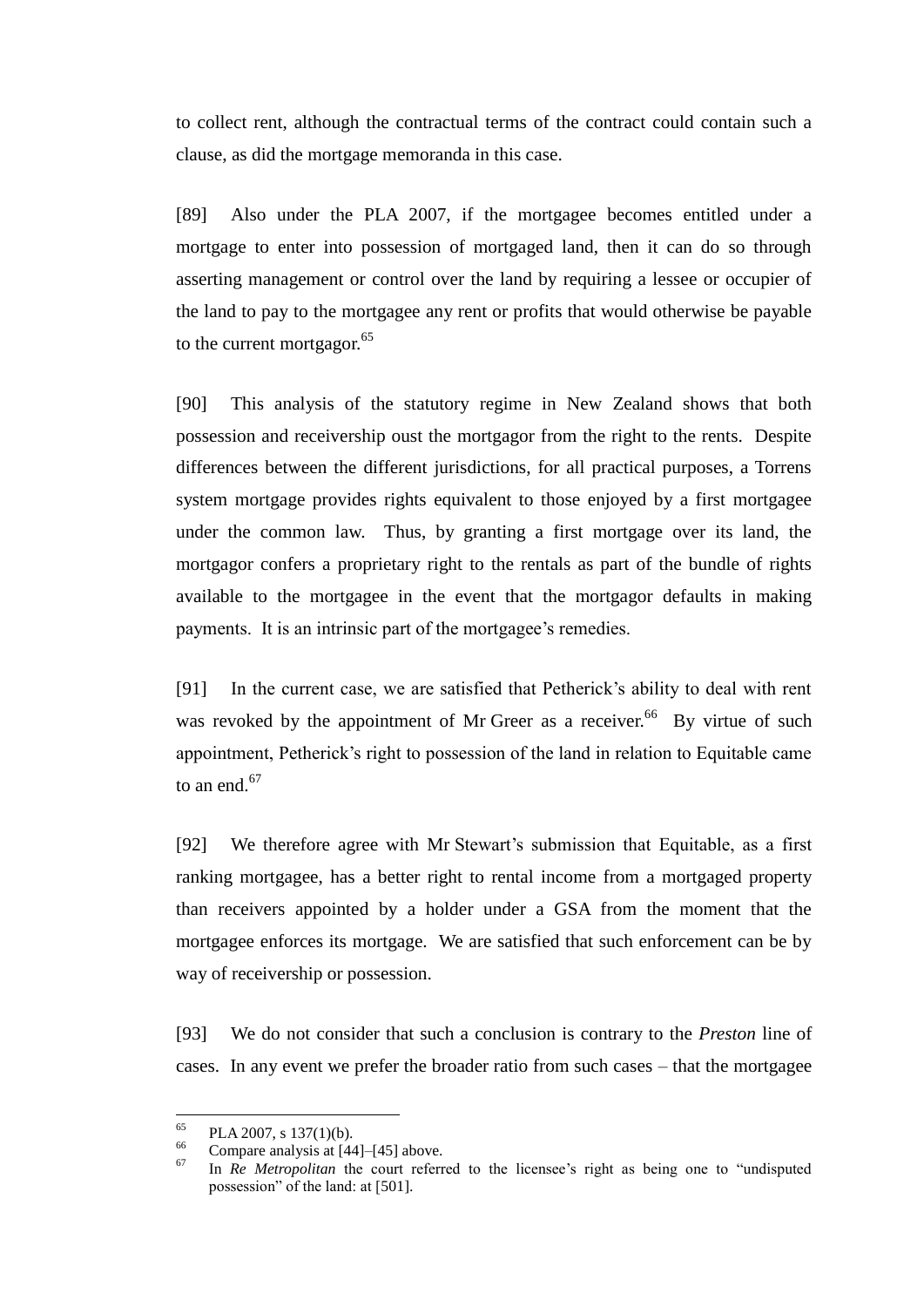to collect rent, although the contractual terms of the contract could contain such a clause, as did the mortgage memoranda in this case.

[89] Also under the PLA 2007, if the mortgagee becomes entitled under a mortgage to enter into possession of mortgaged land, then it can do so through asserting management or control over the land by requiring a lessee or occupier of the land to pay to the mortgagee any rent or profits that would otherwise be payable to the current mortgagor.[65]

[90] This analysis of the statutory regime in New Zealand shows that both possession and receivership oust the mortgagor from the right to the rents. Despite differences between the different jurisdictions, for all practical purposes, a Torrens system mortgage provides rights equivalent to those enjoyed by a first mortgagee under the common law. Thus, by granting a first mortgage over its land, the mortgagor confers a proprietary right to the rentals as part of the bundle of rights available to the mortgagee in the event that the mortgagor defaults in making payments. It is an intrinsic part of the mortgagee's remedies.

[91] In the current case, we are satisfied that Petherick's ability to deal with rent was revoked by the appointment of Mr Greer as a receiver.[66] By virtue of such appointment, Petherick's right to possession of the land in relation to Equitable came to an end.[67]

[92] We therefore agree with Mr Stewart's submission that Equitable, as a first ranking mortgagee, has a better right to rental income from a mortgaged property than receivers appointed by a holder under a GSA from the moment that the mortgagee enforces its mortgage. We are satisfied that such enforcement can be by way of receivership or possession.

[93] We do not consider that such a conclusion is contrary to the *Preston* line of cases. In any event we prefer the broader ratio from such cases – that the mortgagee

---

[65] PLA 2007, s 137(1)(b).

[66] Compare analysis at [44]–[45] above.

[67] In *Re Metropolitan* the court referred to the licensee's right as being one to "undisputed possession" of the land: at [501].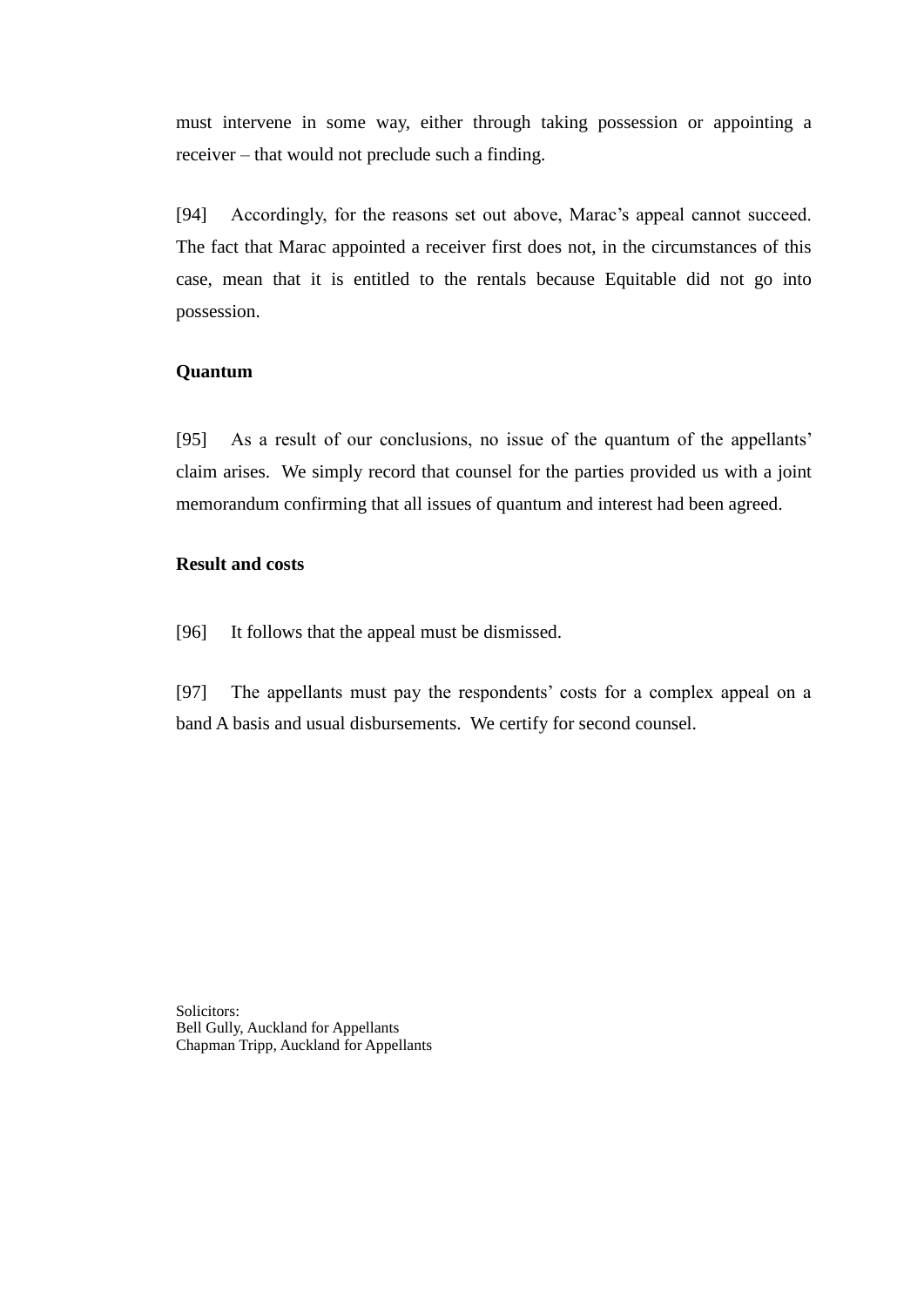must intervene in some way, either through taking possession or appointing a receiver – that would not preclude such a finding.

[94] Accordingly, for the reasons set out above, Marac's appeal cannot succeed. The fact that Marac appointed a receiver first does not, in the circumstances of this case, mean that it is entitled to the rentals because Equitable did not go into possession.

**Quantum**

[95] As a result of our conclusions, no issue of the quantum of the appellants' claim arises. We simply record that counsel for the parties provided us with a joint memorandum confirming that all issues of quantum and interest had been agreed.

**Result and costs**

[96] It follows that the appeal must be dismissed.

[97] The appellants must pay the respondents' costs for a complex appeal on a band A basis and usual disbursements. We certify for second counsel.

Solicitors:
Bell Gully, Auckland for Appellants
Chapman Tripp, Auckland for Appellants